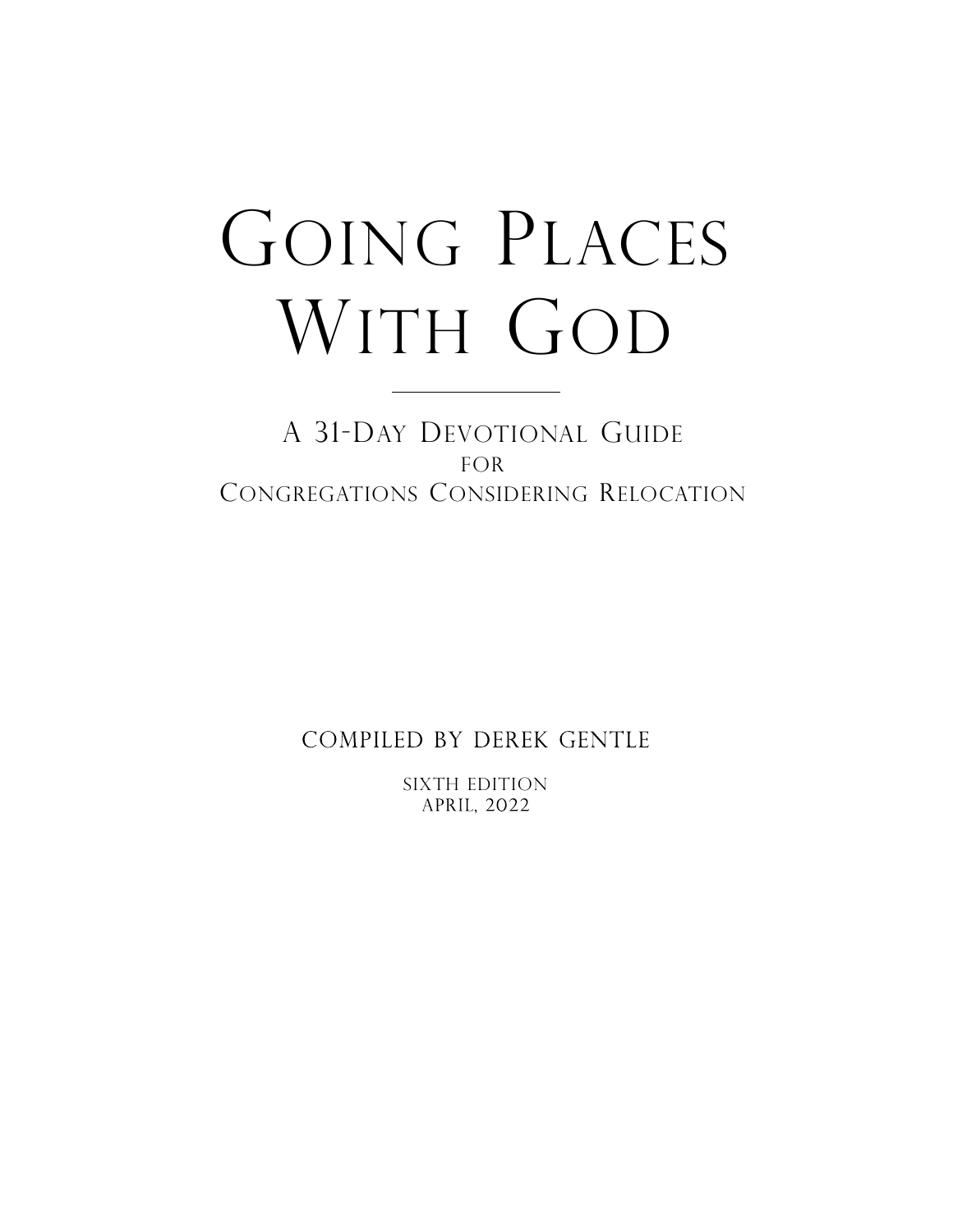# Going Places With God

---

## A 31-Day Devotional Guide
for
Congregations Considering Relocation

compiled by derek gentle

sixth edition
april, 2022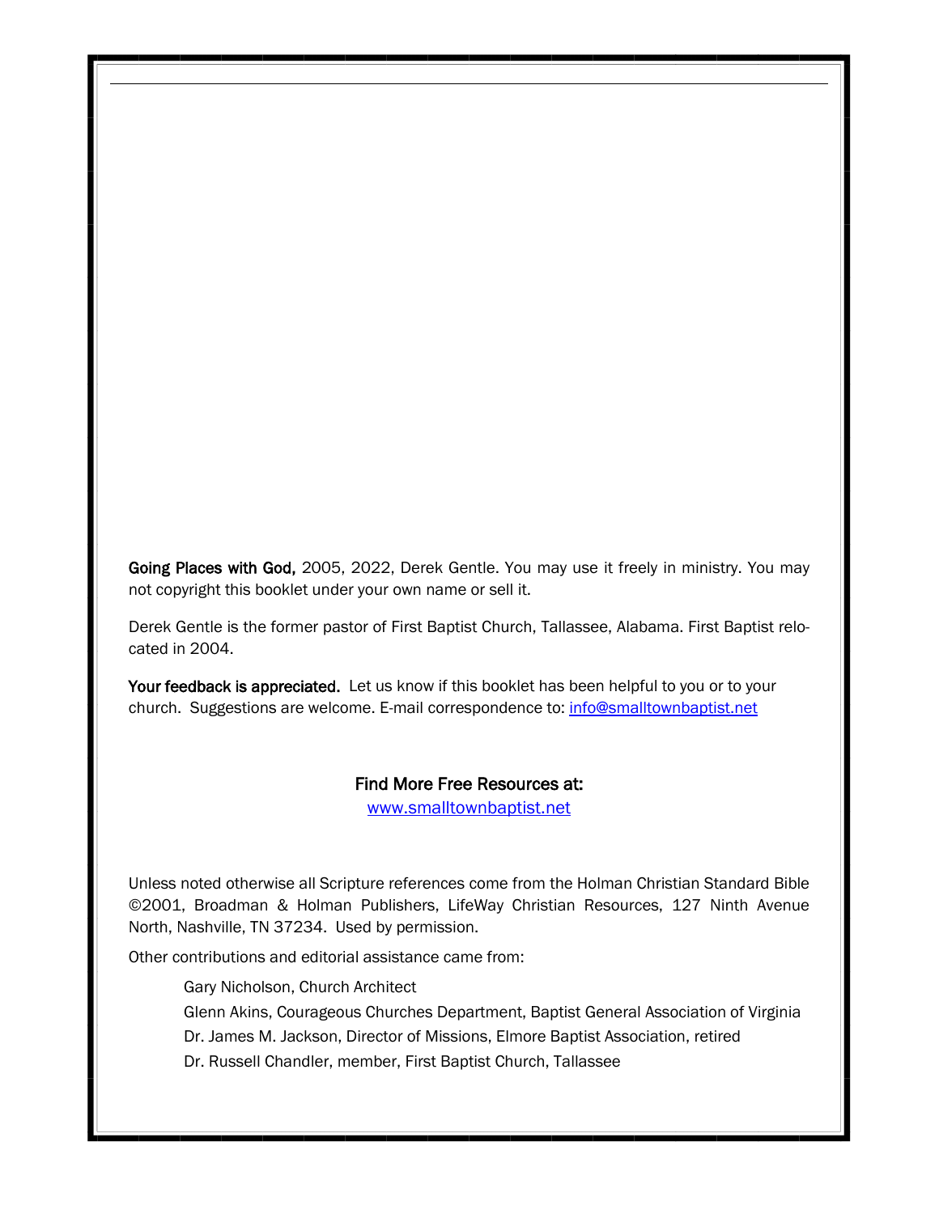**Going Places with God,** 2005, 2022, Derek Gentle. You may use it freely in ministry. You may not copyright this booklet under your own name or sell it.

Derek Gentle is the former pastor of First Baptist Church, Tallassee, Alabama. First Baptist relocated in 2004.

**Your feedback is appreciated.** Let us know if this booklet has been helpful to you or to your church. Suggestions are welcome. E-mail correspondence to: info@smalltownbaptist.net

**Find More Free Resources at:**
www.smalltownbaptist.net

Unless noted otherwise all Scripture references come from the Holman Christian Standard Bible ©2001, Broadman & Holman Publishers, LifeWay Christian Resources, 127 Ninth Avenue North, Nashville, TN 37234. Used by permission.

Other contributions and editorial assistance came from:

Gary Nicholson, Church Architect

Glenn Akins, Courageous Churches Department, Baptist General Association of Virginia

Dr. James M. Jackson, Director of Missions, Elmore Baptist Association, retired

Dr. Russell Chandler, member, First Baptist Church, Tallassee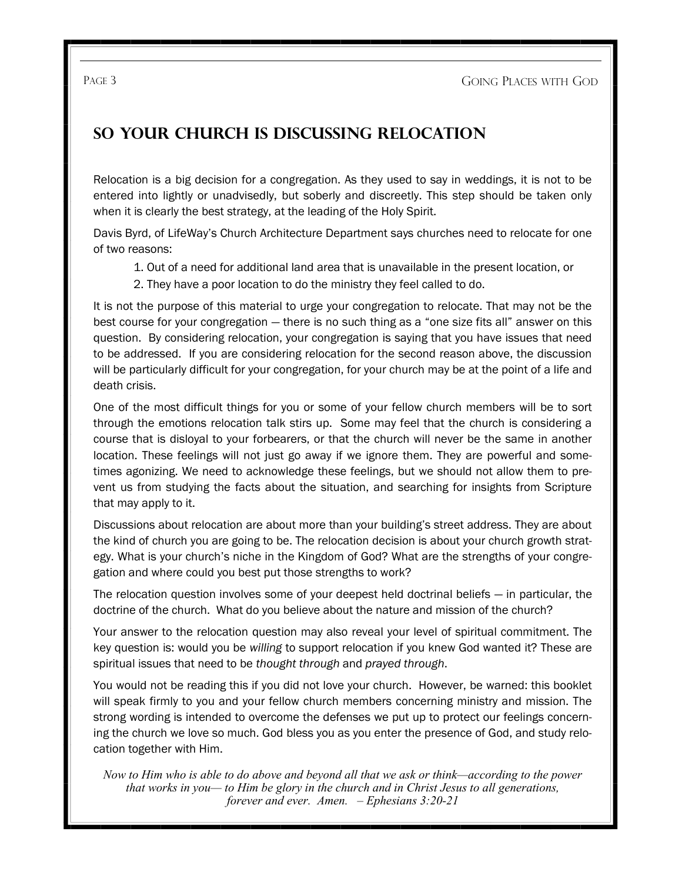# So Your Church Is Discussing Relocation

Relocation is a big decision for a congregation. As they used to say in weddings, it is not to be entered into lightly or unadvisedly, but soberly and discreetly. This step should be taken only when it is clearly the best strategy, at the leading of the Holy Spirit.

Davis Byrd, of LifeWay's Church Architecture Department says churches need to relocate for one of two reasons:

1. Out of a need for additional land area that is unavailable in the present location, or
2. They have a poor location to do the ministry they feel called to do.

It is not the purpose of this material to urge your congregation to relocate. That may not be the best course for your congregation — there is no such thing as a "one size fits all" answer on this question. By considering relocation, your congregation is saying that you have issues that need to be addressed. If you are considering relocation for the second reason above, the discussion will be particularly difficult for your congregation, for your church may be at the point of a life and death crisis.

One of the most difficult things for you or some of your fellow church members will be to sort through the emotions relocation talk stirs up. Some may feel that the church is considering a course that is disloyal to your forbearers, or that the church will never be the same in another location. These feelings will not just go away if we ignore them. They are powerful and sometimes agonizing. We need to acknowledge these feelings, but we should not allow them to prevent us from studying the facts about the situation, and searching for insights from Scripture that may apply to it.

Discussions about relocation are about more than your building's street address. They are about the kind of church you are going to be. The relocation decision is about your church growth strategy. What is your church's niche in the Kingdom of God? What are the strengths of your congregation and where could you best put those strengths to work?

The relocation question involves some of your deepest held doctrinal beliefs — in particular, the doctrine of the church. What do you believe about the nature and mission of the church?

Your answer to the relocation question may also reveal your level of spiritual commitment. The key question is: would you be *willing* to support relocation if you knew God wanted it? These are spiritual issues that need to be *thought through* and *prayed through*.

You would not be reading this if you did not love your church. However, be warned: this booklet will speak firmly to you and your fellow church members concerning ministry and mission. The strong wording is intended to overcome the defenses we put up to protect our feelings concerning the church we love so much. God bless you as you enter the presence of God, and study relocation together with Him.

*Now to Him who is able to do above and beyond all that we ask or think—according to the power that works in you— to Him be glory in the church and in Christ Jesus to all generations, forever and ever. Amen. – Ephesians 3:20-21*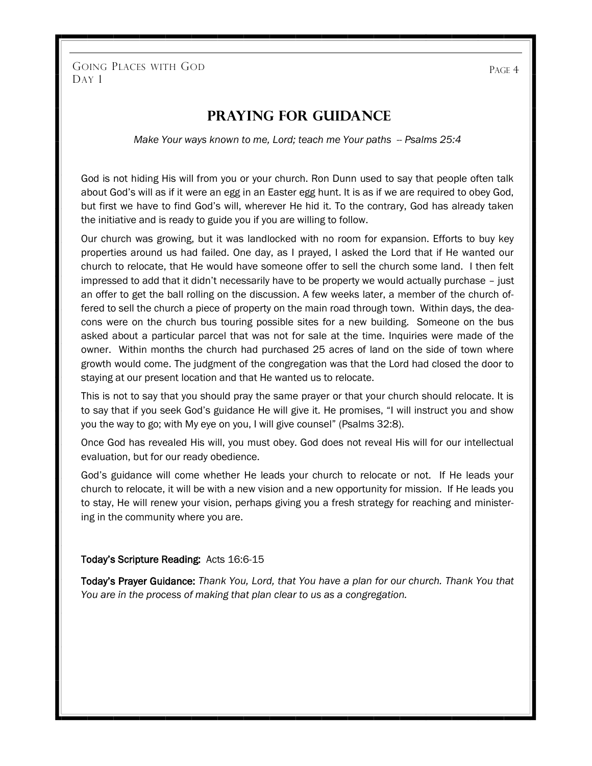# PRAYING FOR GUIDANCE

*Make Your ways known to me, Lord; teach me Your paths -- Psalms 25:4*

God is not hiding His will from you or your church. Ron Dunn used to say that people often talk about God's will as if it were an egg in an Easter egg hunt. It is as if we are required to obey God, but first we have to find God's will, wherever He hid it. To the contrary, God has already taken the initiative and is ready to guide you if you are willing to follow.

Our church was growing, but it was landlocked with no room for expansion. Efforts to buy key properties around us had failed. One day, as I prayed, I asked the Lord that if He wanted our church to relocate, that He would have someone offer to sell the church some land. I then felt impressed to add that it didn't necessarily have to be property we would actually purchase – just an offer to get the ball rolling on the discussion. A few weeks later, a member of the church offered to sell the church a piece of property on the main road through town. Within days, the deacons were on the church bus touring possible sites for a new building. Someone on the bus asked about a particular parcel that was not for sale at the time. Inquiries were made of the owner. Within months the church had purchased 25 acres of land on the side of town where growth would come. The judgment of the congregation was that the Lord had closed the door to staying at our present location and that He wanted us to relocate.

This is not to say that you should pray the same prayer or that your church should relocate. It is to say that if you seek God's guidance He will give it. He promises, "I will instruct you and show you the way to go; with My eye on you, I will give counsel" (Psalms 32:8).

Once God has revealed His will, you must obey. God does not reveal His will for our intellectual evaluation, but for our ready obedience.

God's guidance will come whether He leads your church to relocate or not. If He leads your church to relocate, it will be with a new vision and a new opportunity for mission. If He leads you to stay, He will renew your vision, perhaps giving you a fresh strategy for reaching and ministering in the community where you are.

**Today's Scripture Reading:** Acts 16:6-15

**Today's Prayer Guidance:** *Thank You, Lord, that You have a plan for our church. Thank You that You are in the process of making that plan clear to us as a congregation.*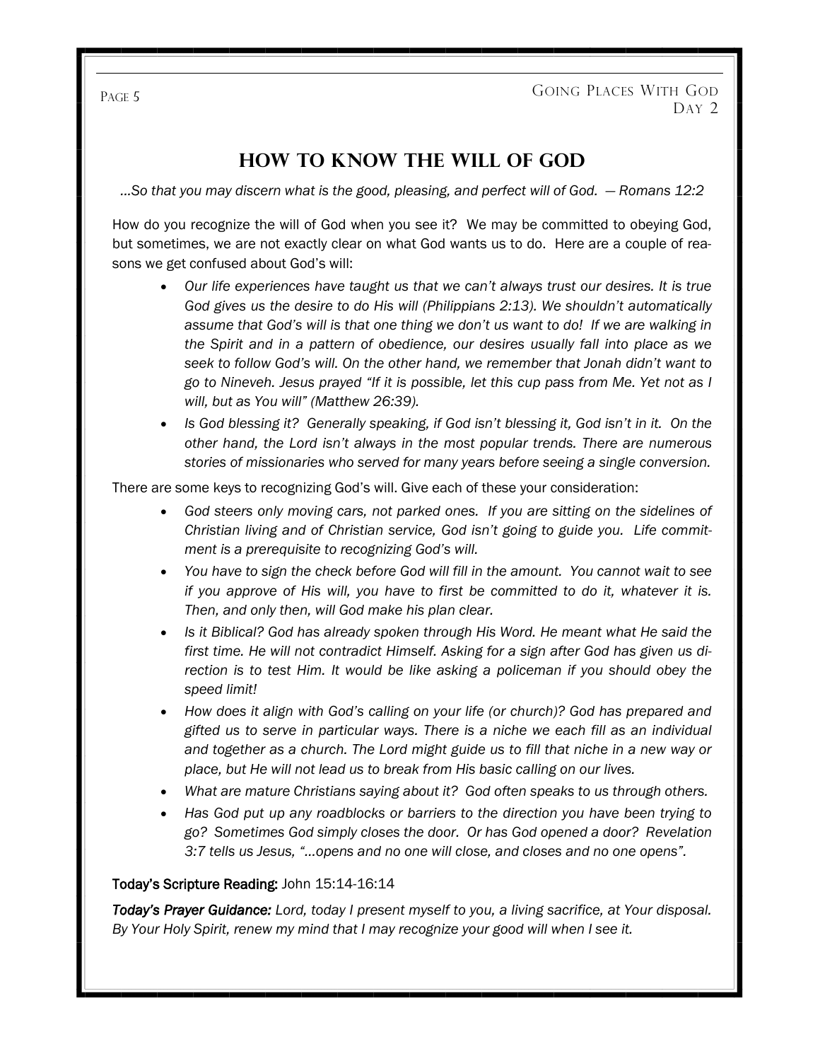## How to Know the Will of God

*…So that you may discern what is the good, pleasing, and perfect will of God. — Romans 12:2*

How do you recognize the will of God when you see it? We may be committed to obeying God, but sometimes, we are not exactly clear on what God wants us to do. Here are a couple of reasons we get confused about God's will:

- *Our life experiences have taught us that we can't always trust our desires. It is true God gives us the desire to do His will (Philippians 2:13). We shouldn't automatically assume that God's will is that one thing we don't us want to do! If we are walking in the Spirit and in a pattern of obedience, our desires usually fall into place as we seek to follow God's will. On the other hand, we remember that Jonah didn't want to go to Nineveh. Jesus prayed "If it is possible, let this cup pass from Me. Yet not as I will, but as You will" (Matthew 26:39).*
- *Is God blessing it? Generally speaking, if God isn't blessing it, God isn't in it. On the other hand, the Lord isn't always in the most popular trends. There are numerous stories of missionaries who served for many years before seeing a single conversion.*

There are some keys to recognizing God's will. Give each of these your consideration:

- *God steers only moving cars, not parked ones. If you are sitting on the sidelines of Christian living and of Christian service, God isn't going to guide you. Life commitment is a prerequisite to recognizing God's will.*
- *You have to sign the check before God will fill in the amount. You cannot wait to see if you approve of His will, you have to first be committed to do it, whatever it is. Then, and only then, will God make his plan clear.*
- *Is it Biblical? God has already spoken through His Word. He meant what He said the first time. He will not contradict Himself. Asking for a sign after God has given us direction is to test Him. It would be like asking a policeman if you should obey the speed limit!*
- *How does it align with God's calling on your life (or church)? God has prepared and gifted us to serve in particular ways. There is a niche we each fill as an individual and together as a church. The Lord might guide us to fill that niche in a new way or place, but He will not lead us to break from His basic calling on our lives.*
- *What are mature Christians saying about it? God often speaks to us through others.*
- *Has God put up any roadblocks or barriers to the direction you have been trying to go? Sometimes God simply closes the door. Or has God opened a door? Revelation 3:7 tells us Jesus, "…opens and no one will close, and closes and no one opens".*

**Today's Scripture Reading:** John 15:14-16:14

***Today's Prayer Guidance:*** *Lord, today I present myself to you, a living sacrifice, at Your disposal. By Your Holy Spirit, renew my mind that I may recognize your good will when I see it.*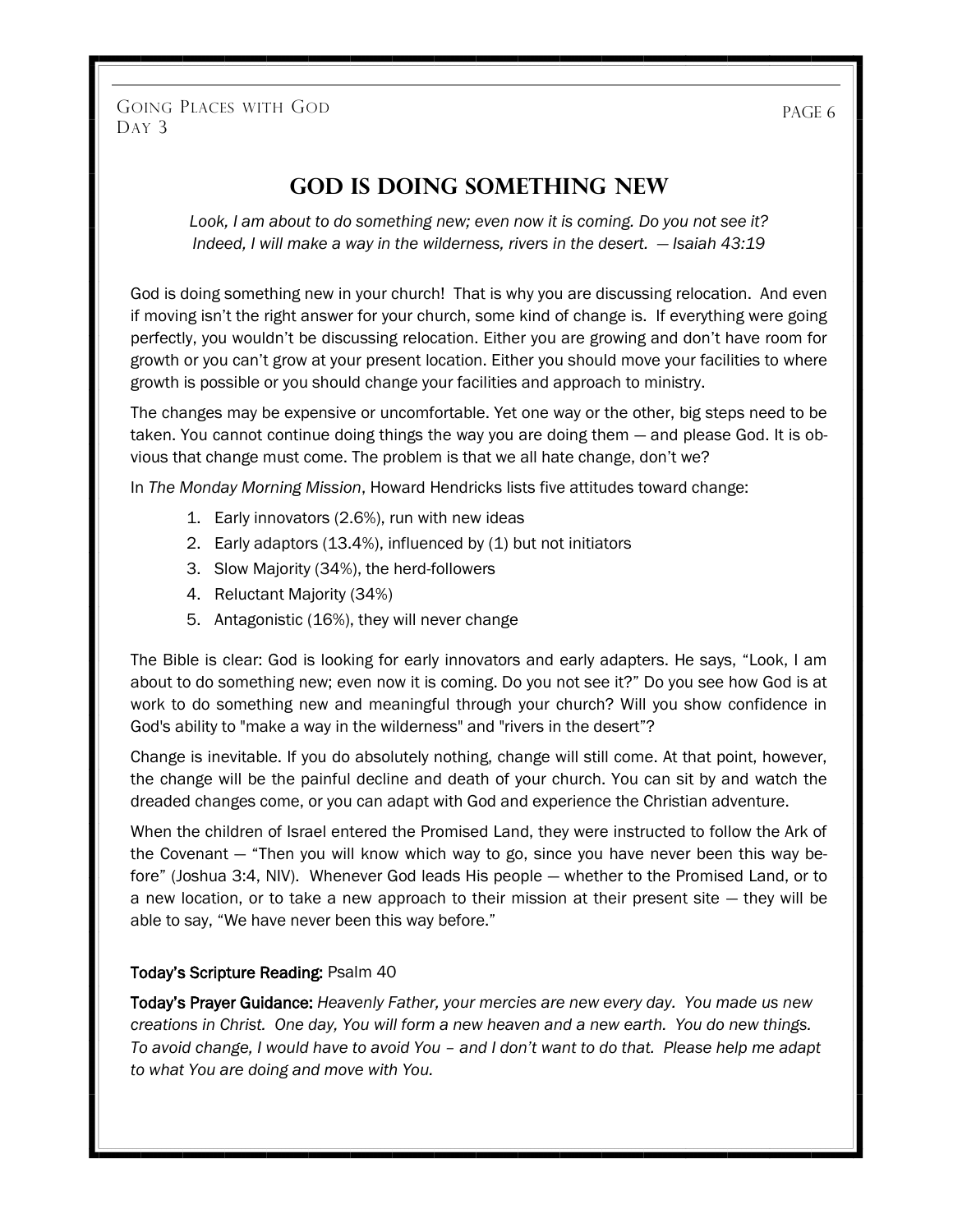# God is Doing Something New

*Look, I am about to do something new; even now it is coming. Do you not see it? Indeed, I will make a way in the wilderness, rivers in the desert.* — *Isaiah 43:19*

God is doing something new in your church! That is why you are discussing relocation. And even if moving isn't the right answer for your church, some kind of change is. If everything were going perfectly, you wouldn't be discussing relocation. Either you are growing and don't have room for growth or you can't grow at your present location. Either you should move your facilities to where growth is possible or you should change your facilities and approach to ministry.

The changes may be expensive or uncomfortable. Yet one way or the other, big steps need to be taken. You cannot continue doing things the way you are doing them — and please God. It is obvious that change must come. The problem is that we all hate change, don't we?

In *The Monday Morning Mission*, Howard Hendricks lists five attitudes toward change:

1. Early innovators (2.6%), run with new ideas
2. Early adaptors (13.4%), influenced by (1) but not initiators
3. Slow Majority (34%), the herd-followers
4. Reluctant Majority (34%)
5. Antagonistic (16%), they will never change

The Bible is clear: God is looking for early innovators and early adapters. He says, "Look, I am about to do something new; even now it is coming. Do you not see it?" Do you see how God is at work to do something new and meaningful through your church? Will you show confidence in God's ability to "make a way in the wilderness" and "rivers in the desert"?

Change is inevitable. If you do absolutely nothing, change will still come. At that point, however, the change will be the painful decline and death of your church. You can sit by and watch the dreaded changes come, or you can adapt with God and experience the Christian adventure.

When the children of Israel entered the Promised Land, they were instructed to follow the Ark of the Covenant — "Then you will know which way to go, since you have never been this way before" (Joshua 3:4, NIV). Whenever God leads His people — whether to the Promised Land, or to a new location, or to take a new approach to their mission at their present site — they will be able to say, "We have never been this way before."

**Today's Scripture Reading:** Psalm 40

**Today's Prayer Guidance:** *Heavenly Father, your mercies are new every day. You made us new creations in Christ. One day, You will form a new heaven and a new earth. You do new things. To avoid change, I would have to avoid You – and I don't want to do that. Please help me adapt to what You are doing and move with You.*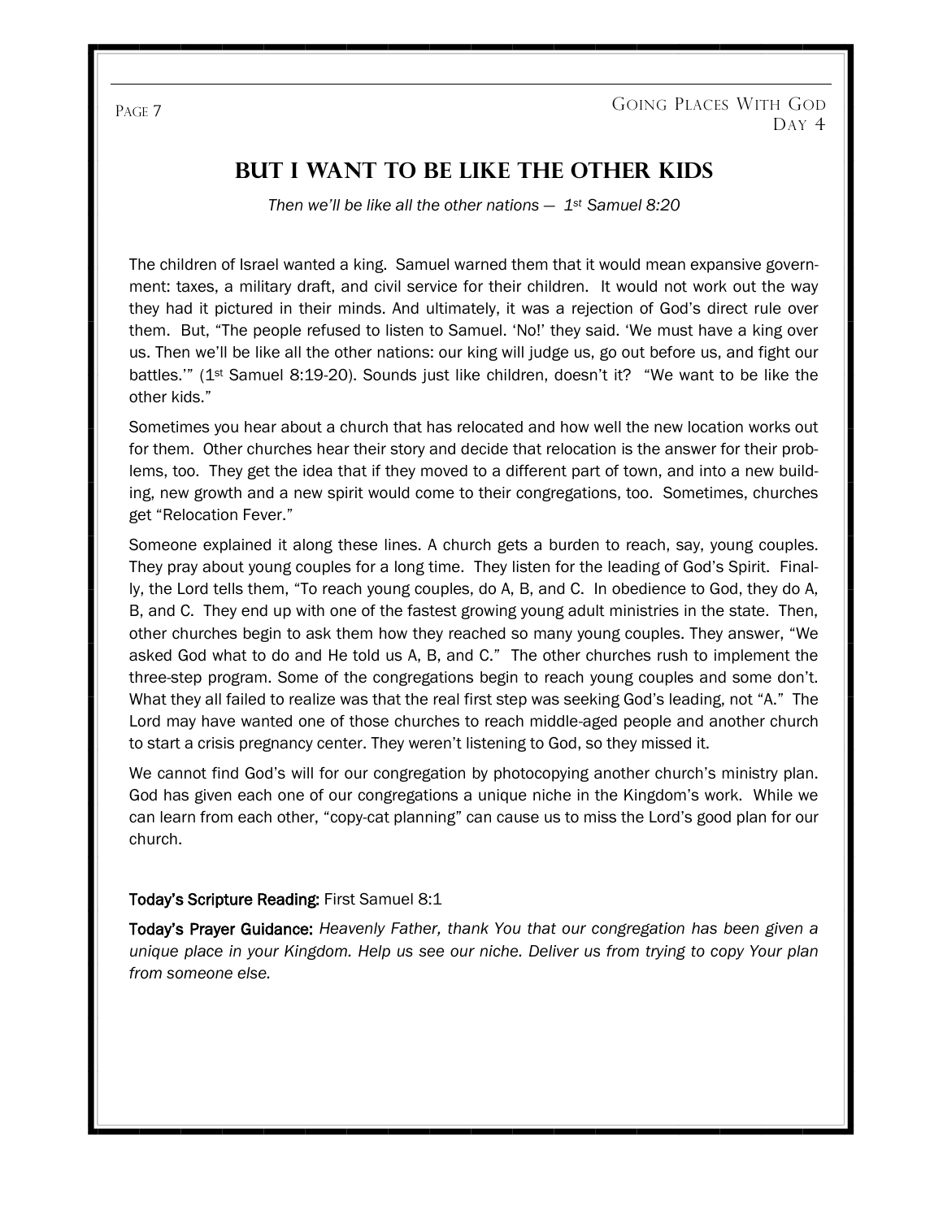## But I Want to Be Like the Other Kids

*Then we'll be like all the other nations — 1st Samuel 8:20*

The children of Israel wanted a king. Samuel warned them that it would mean expansive government: taxes, a military draft, and civil service for their children. It would not work out the way they had it pictured in their minds. And ultimately, it was a rejection of God's direct rule over them. But, "The people refused to listen to Samuel. 'No!' they said. 'We must have a king over us. Then we'll be like all the other nations: our king will judge us, go out before us, and fight our battles.'" (1st Samuel 8:19-20). Sounds just like children, doesn't it? "We want to be like the other kids."

Sometimes you hear about a church that has relocated and how well the new location works out for them. Other churches hear their story and decide that relocation is the answer for their problems, too. They get the idea that if they moved to a different part of town, and into a new building, new growth and a new spirit would come to their congregations, too. Sometimes, churches get "Relocation Fever."

Someone explained it along these lines. A church gets a burden to reach, say, young couples. They pray about young couples for a long time. They listen for the leading of God's Spirit. Finally, the Lord tells them, "To reach young couples, do A, B, and C. In obedience to God, they do A, B, and C. They end up with one of the fastest growing young adult ministries in the state. Then, other churches begin to ask them how they reached so many young couples. They answer, "We asked God what to do and He told us A, B, and C." The other churches rush to implement the three-step program. Some of the congregations begin to reach young couples and some don't. What they all failed to realize was that the real first step was seeking God's leading, not "A." The Lord may have wanted one of those churches to reach middle-aged people and another church to start a crisis pregnancy center. They weren't listening to God, so they missed it.

We cannot find God's will for our congregation by photocopying another church's ministry plan. God has given each one of our congregations a unique niche in the Kingdom's work. While we can learn from each other, "copy-cat planning" can cause us to miss the Lord's good plan for our church.

**Today's Scripture Reading:** First Samuel 8:1

**Today's Prayer Guidance:** *Heavenly Father, thank You that our congregation has been given a unique place in your Kingdom. Help us see our niche. Deliver us from trying to copy Your plan from someone else.*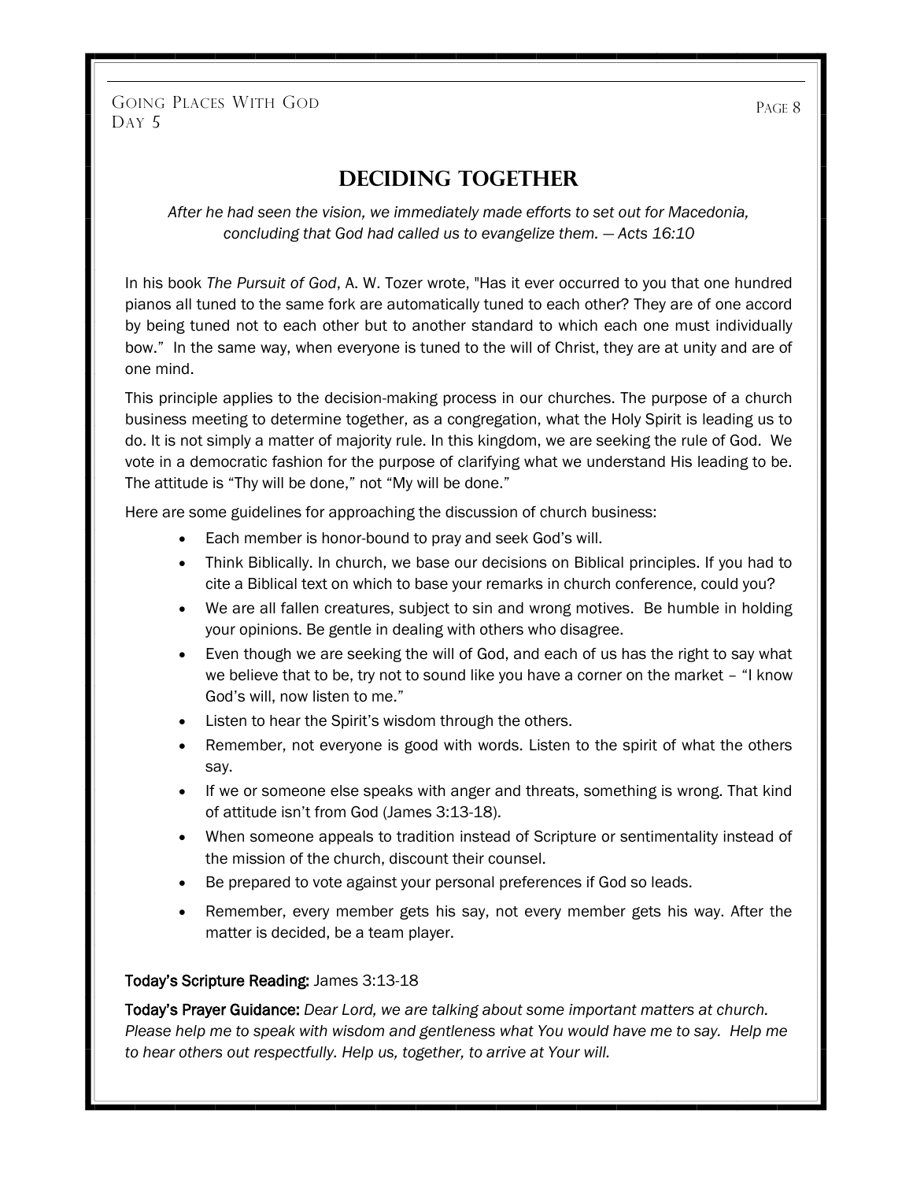## DECIDING TOGETHER

*After he had seen the vision, we immediately made efforts to set out for Macedonia, concluding that God had called us to evangelize them. — Acts 16:10*

In his book *The Pursuit of God*, A. W. Tozer wrote, "Has it ever occurred to you that one hundred pianos all tuned to the same fork are automatically tuned to each other? They are of one accord by being tuned not to each other but to another standard to which each one must individually bow." In the same way, when everyone is tuned to the will of Christ, they are at unity and are of one mind.

This principle applies to the decision-making process in our churches. The purpose of a church business meeting to determine together, as a congregation, what the Holy Spirit is leading us to do. It is not simply a matter of majority rule. In this kingdom, we are seeking the rule of God. We vote in a democratic fashion for the purpose of clarifying what we understand His leading to be. The attitude is "Thy will be done," not "My will be done."

Here are some guidelines for approaching the discussion of church business:

- Each member is honor-bound to pray and seek God's will.
- Think Biblically. In church, we base our decisions on Biblical principles. If you had to cite a Biblical text on which to base your remarks in church conference, could you?
- We are all fallen creatures, subject to sin and wrong motives. Be humble in holding your opinions. Be gentle in dealing with others who disagree.
- Even though we are seeking the will of God, and each of us has the right to say what we believe that to be, try not to sound like you have a corner on the market – "I know God's will, now listen to me."
- Listen to hear the Spirit's wisdom through the others.
- Remember, not everyone is good with words. Listen to the spirit of what the others say.
- If we or someone else speaks with anger and threats, something is wrong. That kind of attitude isn't from God (James 3:13-18).
- When someone appeals to tradition instead of Scripture or sentimentality instead of the mission of the church, discount their counsel.
- Be prepared to vote against your personal preferences if God so leads.
- Remember, every member gets his say, not every member gets his way. After the matter is decided, be a team player.

**Today's Scripture Reading:** James 3:13-18

**Today's Prayer Guidance:** *Dear Lord, we are talking about some important matters at church. Please help me to speak with wisdom and gentleness what You would have me to say. Help me to hear others out respectfully. Help us, together, to arrive at Your will.*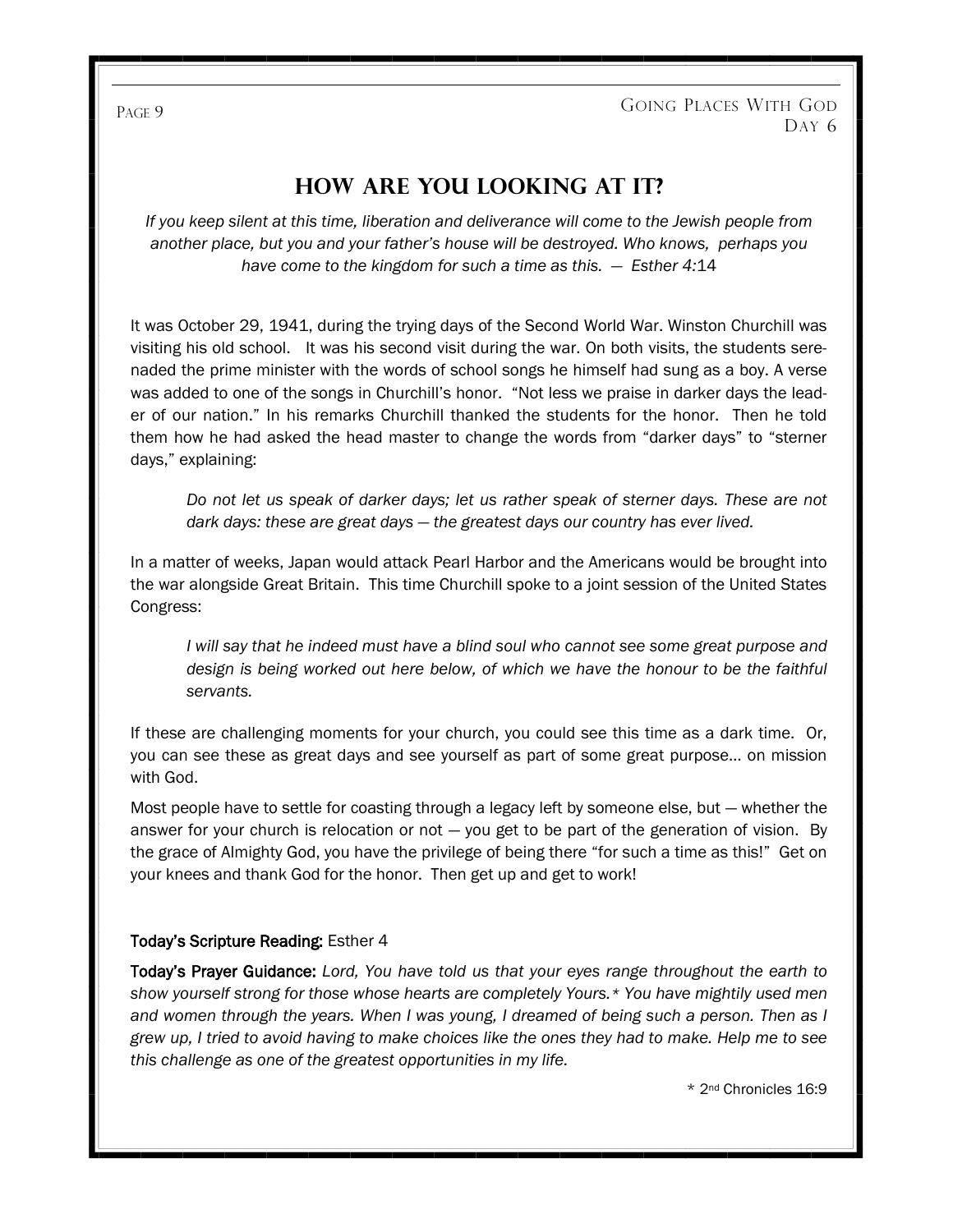# HOW ARE YOU LOOKING AT IT?

*If you keep silent at this time, liberation and deliverance will come to the Jewish people from another place, but you and your father's house will be destroyed. Who knows, perhaps you have come to the kingdom for such a time as this. — Esther 4:*14

It was October 29, 1941, during the trying days of the Second World War. Winston Churchill was visiting his old school. It was his second visit during the war. On both visits, the students serenaded the prime minister with the words of school songs he himself had sung as a boy. A verse was added to one of the songs in Churchill's honor. "Not less we praise in darker days the leader of our nation." In his remarks Churchill thanked the students for the honor. Then he told them how he had asked the head master to change the words from "darker days" to "sterner days," explaining:

> *Do not let us speak of darker days; let us rather speak of sterner days. These are not dark days: these are great days — the greatest days our country has ever lived.*

In a matter of weeks, Japan would attack Pearl Harbor and the Americans would be brought into the war alongside Great Britain. This time Churchill spoke to a joint session of the United States Congress:

> *I will say that he indeed must have a blind soul who cannot see some great purpose and design is being worked out here below, of which we have the honour to be the faithful servants.*

If these are challenging moments for your church, you could see this time as a dark time. Or, you can see these as great days and see yourself as part of some great purpose… on mission with God.

Most people have to settle for coasting through a legacy left by someone else, but — whether the answer for your church is relocation or not — you get to be part of the generation of vision. By the grace of Almighty God, you have the privilege of being there "for such a time as this!" Get on your knees and thank God for the honor. Then get up and get to work!

**Today's Scripture Reading:** Esther 4

**Today's Prayer Guidance:** *Lord, You have told us that your eyes range throughout the earth to show yourself strong for those whose hearts are completely Yours.* You have mightily used men and women through the years. When I was young, I dreamed of being such a person. Then as I grew up, I tried to avoid having to make choices like the ones they had to make. Help me to see this challenge as one of the greatest opportunities in my life.*

* 2nd Chronicles 16:9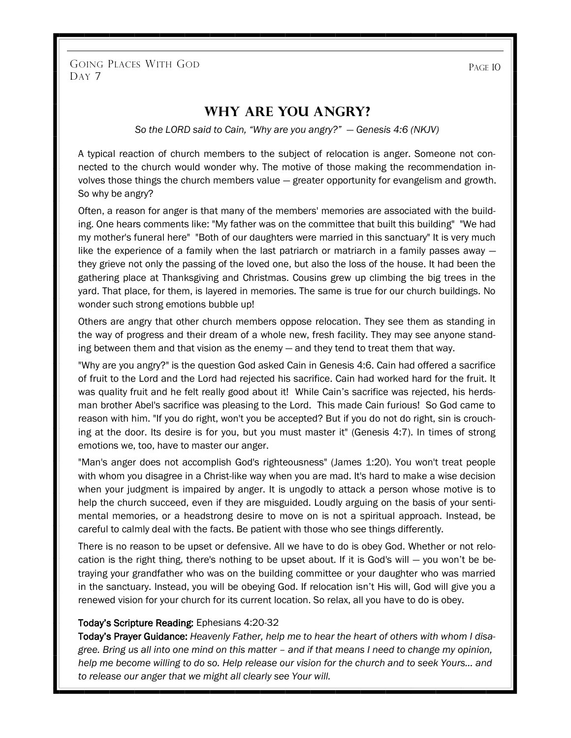# Why Are You Angry?

*So the LORD said to Cain, "Why are you angry?" — Genesis 4:6 (NKJV)*

A typical reaction of church members to the subject of relocation is anger. Someone not connected to the church would wonder why. The motive of those making the recommendation involves those things the church members value — greater opportunity for evangelism and growth. So why be angry?

Often, a reason for anger is that many of the members' memories are associated with the building. One hears comments like: "My father was on the committee that built this building" "We had my mother's funeral here" "Both of our daughters were married in this sanctuary" It is very much like the experience of a family when the last patriarch or matriarch in a family passes away — they grieve not only the passing of the loved one, but also the loss of the house. It had been the gathering place at Thanksgiving and Christmas. Cousins grew up climbing the big trees in the yard. That place, for them, is layered in memories. The same is true for our church buildings. No wonder such strong emotions bubble up!

Others are angry that other church members oppose relocation. They see them as standing in the way of progress and their dream of a whole new, fresh facility. They may see anyone standing between them and that vision as the enemy — and they tend to treat them that way.

"Why are you angry?" is the question God asked Cain in Genesis 4:6. Cain had offered a sacrifice of fruit to the Lord and the Lord had rejected his sacrifice. Cain had worked hard for the fruit. It was quality fruit and he felt really good about it! While Cain's sacrifice was rejected, his herdsman brother Abel's sacrifice was pleasing to the Lord. This made Cain furious! So God came to reason with him. "If you do right, won't you be accepted? But if you do not do right, sin is crouching at the door. Its desire is for you, but you must master it" (Genesis 4:7). In times of strong emotions we, too, have to master our anger.

"Man's anger does not accomplish God's righteousness" (James 1:20). You won't treat people with whom you disagree in a Christ-like way when you are mad. It's hard to make a wise decision when your judgment is impaired by anger. It is ungodly to attack a person whose motive is to help the church succeed, even if they are misguided. Loudly arguing on the basis of your sentimental memories, or a headstrong desire to move on is not a spiritual approach. Instead, be careful to calmly deal with the facts. Be patient with those who see things differently.

There is no reason to be upset or defensive. All we have to do is obey God. Whether or not relocation is the right thing, there's nothing to be upset about. If it is God's will — you won't be betraying your grandfather who was on the building committee or your daughter who was married in the sanctuary. Instead, you will be obeying God. If relocation isn't His will, God will give you a renewed vision for your church for its current location. So relax, all you have to do is obey.

**Today's Scripture Reading:** Ephesians 4:20-32
**Today's Prayer Guidance:** *Heavenly Father, help me to hear the heart of others with whom I disagree. Bring us all into one mind on this matter – and if that means I need to change my opinion, help me become willing to do so. Help release our vision for the church and to seek Yours... and to release our anger that we might all clearly see Your will.*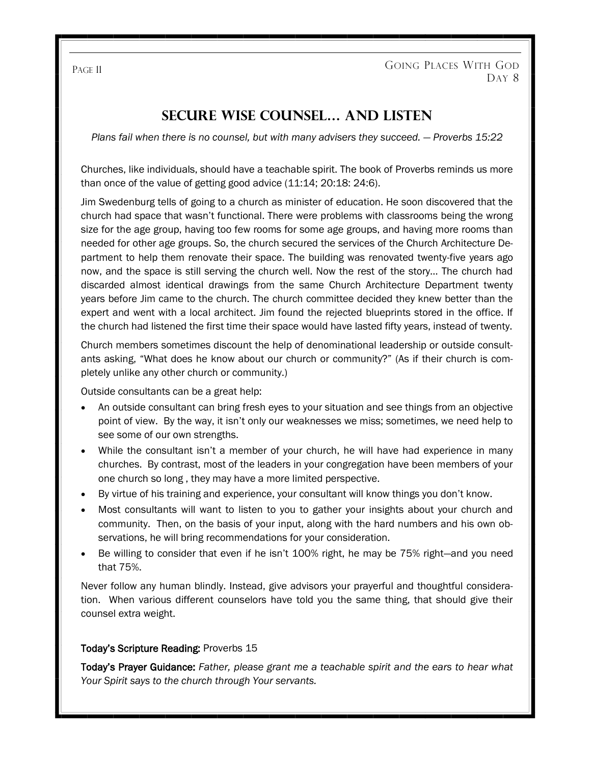## SECURE WISE COUNSEL… AND LISTEN

*Plans fail when there is no counsel, but with many advisers they succeed. — Proverbs 15:22*

Churches, like individuals, should have a teachable spirit. The book of Proverbs reminds us more than once of the value of getting good advice (11:14; 20:18: 24:6).

Jim Swedenburg tells of going to a church as minister of education. He soon discovered that the church had space that wasn't functional. There were problems with classrooms being the wrong size for the age group, having too few rooms for some age groups, and having more rooms than needed for other age groups. So, the church secured the services of the Church Architecture Department to help them renovate their space. The building was renovated twenty-five years ago now, and the space is still serving the church well. Now the rest of the story… The church had discarded almost identical drawings from the same Church Architecture Department twenty years before Jim came to the church. The church committee decided they knew better than the expert and went with a local architect. Jim found the rejected blueprints stored in the office. If the church had listened the first time their space would have lasted fifty years, instead of twenty.

Church members sometimes discount the help of denominational leadership or outside consultants asking, "What does he know about our church or community?" (As if their church is completely unlike any other church or community.)

Outside consultants can be a great help:

- An outside consultant can bring fresh eyes to your situation and see things from an objective point of view. By the way, it isn't only our weaknesses we miss; sometimes, we need help to see some of our own strengths.
- While the consultant isn't a member of your church, he will have had experience in many churches. By contrast, most of the leaders in your congregation have been members of your one church so long , they may have a more limited perspective.
- By virtue of his training and experience, your consultant will know things you don't know.
- Most consultants will want to listen to you to gather your insights about your church and community. Then, on the basis of your input, along with the hard numbers and his own observations, he will bring recommendations for your consideration.
- Be willing to consider that even if he isn't 100% right, he may be 75% right—and you need that 75%.

Never follow any human blindly. Instead, give advisors your prayerful and thoughtful consideration. When various different counselors have told you the same thing, that should give their counsel extra weight.

**Today's Scripture Reading:** Proverbs 15

**Today's Prayer Guidance:** *Father, please grant me a teachable spirit and the ears to hear what Your Spirit says to the church through Your servants.*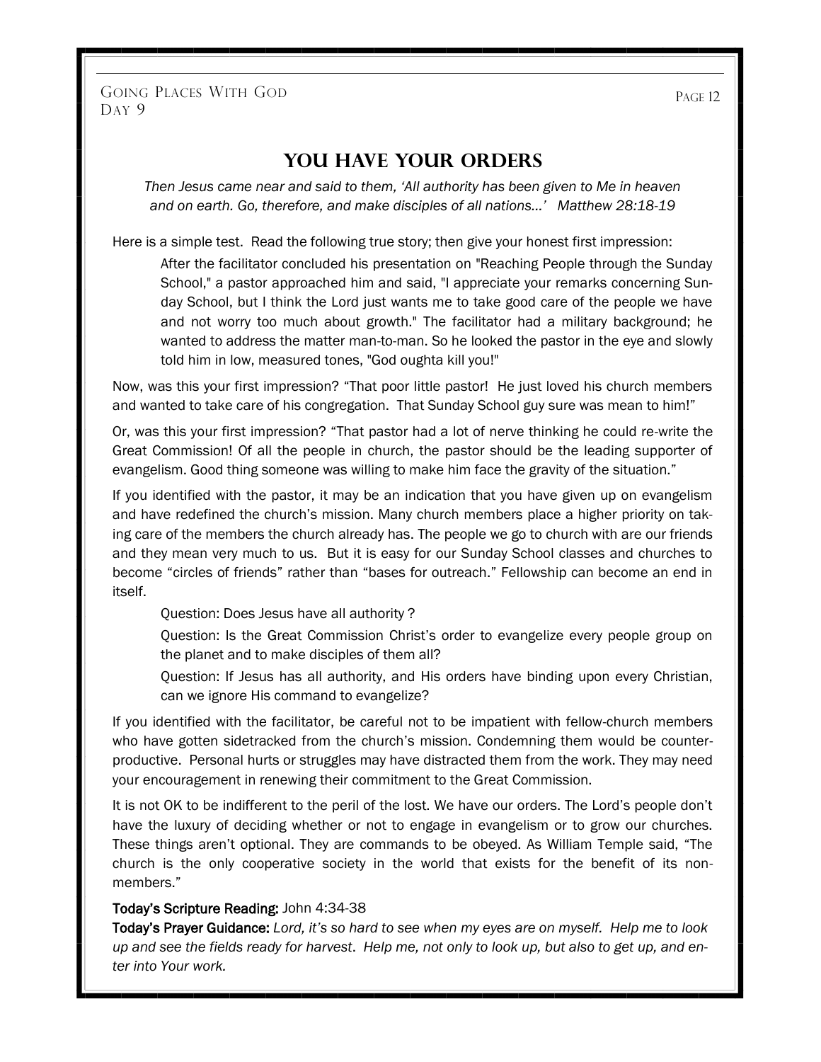# You Have Your Orders

*Then Jesus came near and said to them, 'All authority has been given to Me in heaven and on earth. Go, therefore, and make disciples of all nations...' Matthew 28:18-19*

Here is a simple test. Read the following true story; then give your honest first impression:

> After the facilitator concluded his presentation on "Reaching People through the Sunday School," a pastor approached him and said, "I appreciate your remarks concerning Sunday School, but I think the Lord just wants me to take good care of the people we have and not worry too much about growth." The facilitator had a military background; he wanted to address the matter man-to-man. So he looked the pastor in the eye and slowly told him in low, measured tones, "God oughta kill you!"

Now, was this your first impression? "That poor little pastor! He just loved his church members and wanted to take care of his congregation. That Sunday School guy sure was mean to him!"

Or, was this your first impression? "That pastor had a lot of nerve thinking he could re-write the Great Commission! Of all the people in church, the pastor should be the leading supporter of evangelism. Good thing someone was willing to make him face the gravity of the situation."

If you identified with the pastor, it may be an indication that you have given up on evangelism and have redefined the church's mission. Many church members place a higher priority on taking care of the members the church already has. The people we go to church with are our friends and they mean very much to us. But it is easy for our Sunday School classes and churches to become "circles of friends" rather than "bases for outreach." Fellowship can become an end in itself.

> Question: Does Jesus have all authority ?
>
> Question: Is the Great Commission Christ's order to evangelize every people group on the planet and to make disciples of them all?
>
> Question: If Jesus has all authority, and His orders have binding upon every Christian, can we ignore His command to evangelize?

If you identified with the facilitator, be careful not to be impatient with fellow-church members who have gotten sidetracked from the church's mission. Condemning them would be counter-productive. Personal hurts or struggles may have distracted them from the work. They may need your encouragement in renewing their commitment to the Great Commission.

It is not OK to be indifferent to the peril of the lost. We have our orders. The Lord's people don't have the luxury of deciding whether or not to engage in evangelism or to grow our churches. These things aren't optional. They are commands to be obeyed. As William Temple said, "The church is the only cooperative society in the world that exists for the benefit of its non-members."

**Today's Scripture Reading:** John 4:34-38

**Today's Prayer Guidance:** *Lord, it's so hard to see when my eyes are on myself. Help me to look up and see the fields ready for harvest. Help me, not only to look up, but also to get up, and enter into Your work.*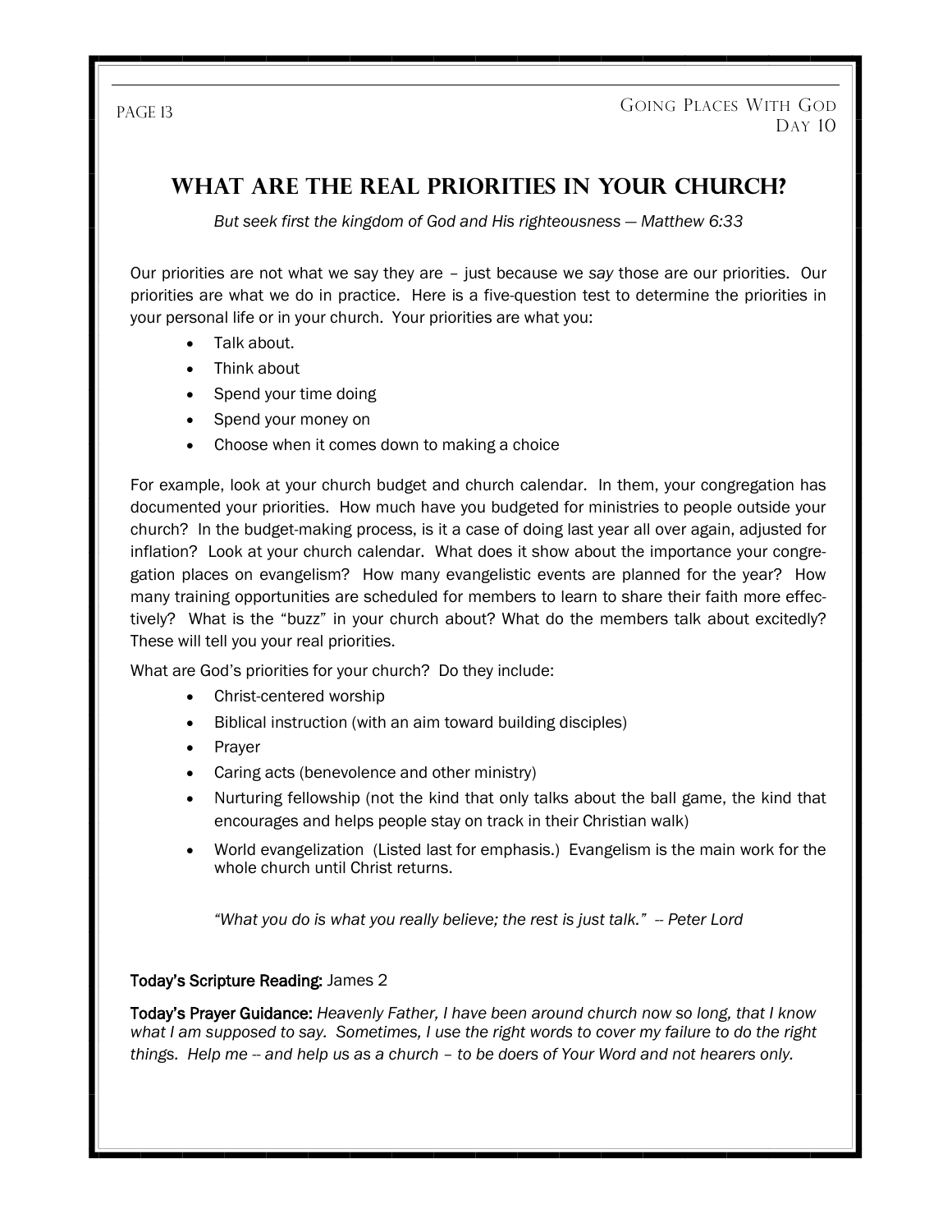# What Are the Real Priorities in Your Church?

*But seek first the kingdom of God and His righteousness — Matthew 6:33*

Our priorities are not what we say they are – just because we *say* those are our priorities. Our priorities are what we do in practice. Here is a five-question test to determine the priorities in your personal life or in your church. Your priorities are what you:

- Talk about.
- Think about
- Spend your time doing
- Spend your money on
- Choose when it comes down to making a choice

For example, look at your church budget and church calendar. In them, your congregation has documented your priorities. How much have you budgeted for ministries to people outside your church? In the budget-making process, is it a case of doing last year all over again, adjusted for inflation? Look at your church calendar. What does it show about the importance your congregation places on evangelism? How many evangelistic events are planned for the year? How many training opportunities are scheduled for members to learn to share their faith more effectively? What is the "buzz" in your church about? What do the members talk about excitedly? These will tell you your real priorities.

What are God's priorities for your church? Do they include:

- Christ-centered worship
- Biblical instruction (with an aim toward building disciples)
- Prayer
- Caring acts (benevolence and other ministry)
- Nurturing fellowship (not the kind that only talks about the ball game, the kind that encourages and helps people stay on track in their Christian walk)
- World evangelization (Listed last for emphasis.) Evangelism is the main work for the whole church until Christ returns.

*"What you do is what you really believe; the rest is just talk." -- Peter Lord*

**Today's Scripture Reading:** James 2

**Today's Prayer Guidance:** *Heavenly Father, I have been around church now so long, that I know what I am supposed to say. Sometimes, I use the right words to cover my failure to do the right things. Help me -- and help us as a church – to be doers of Your Word and not hearers only.*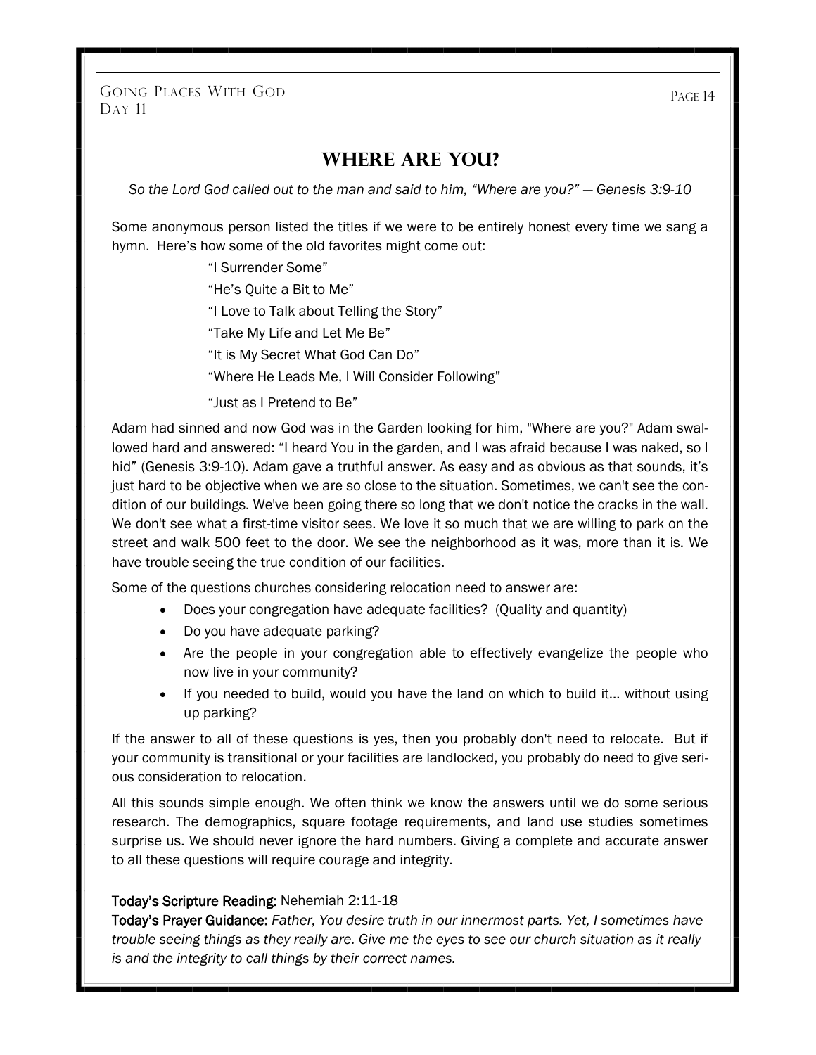## Where Are You?

*So the Lord God called out to the man and said to him, "Where are you?" — Genesis 3:9-10*

Some anonymous person listed the titles if we were to be entirely honest every time we sang a hymn. Here's how some of the old favorites might come out:

"I Surrender Some"

"He's Quite a Bit to Me"

"I Love to Talk about Telling the Story"

"Take My Life and Let Me Be"

"It is My Secret What God Can Do"

"Where He Leads Me, I Will Consider Following"

"Just as I Pretend to Be"

Adam had sinned and now God was in the Garden looking for him, "Where are you?" Adam swallowed hard and answered: "I heard You in the garden, and I was afraid because I was naked, so I hid" (Genesis 3:9-10). Adam gave a truthful answer. As easy and as obvious as that sounds, it's just hard to be objective when we are so close to the situation. Sometimes, we can't see the condition of our buildings. We've been going there so long that we don't notice the cracks in the wall. We don't see what a first-time visitor sees. We love it so much that we are willing to park on the street and walk 500 feet to the door. We see the neighborhood as it was, more than it is. We have trouble seeing the true condition of our facilities.

Some of the questions churches considering relocation need to answer are:

- Does your congregation have adequate facilities? (Quality and quantity)
- Do you have adequate parking?
- Are the people in your congregation able to effectively evangelize the people who now live in your community?
- If you needed to build, would you have the land on which to build it… without using up parking?

If the answer to all of these questions is yes, then you probably don't need to relocate. But if your community is transitional or your facilities are landlocked, you probably do need to give serious consideration to relocation.

All this sounds simple enough. We often think we know the answers until we do some serious research. The demographics, square footage requirements, and land use studies sometimes surprise us. We should never ignore the hard numbers. Giving a complete and accurate answer to all these questions will require courage and integrity.

**Today's Scripture Reading:** Nehemiah 2:11-18
**Today's Prayer Guidance:** *Father, You desire truth in our innermost parts. Yet, I sometimes have trouble seeing things as they really are. Give me the eyes to see our church situation as it really is and the integrity to call things by their correct names.*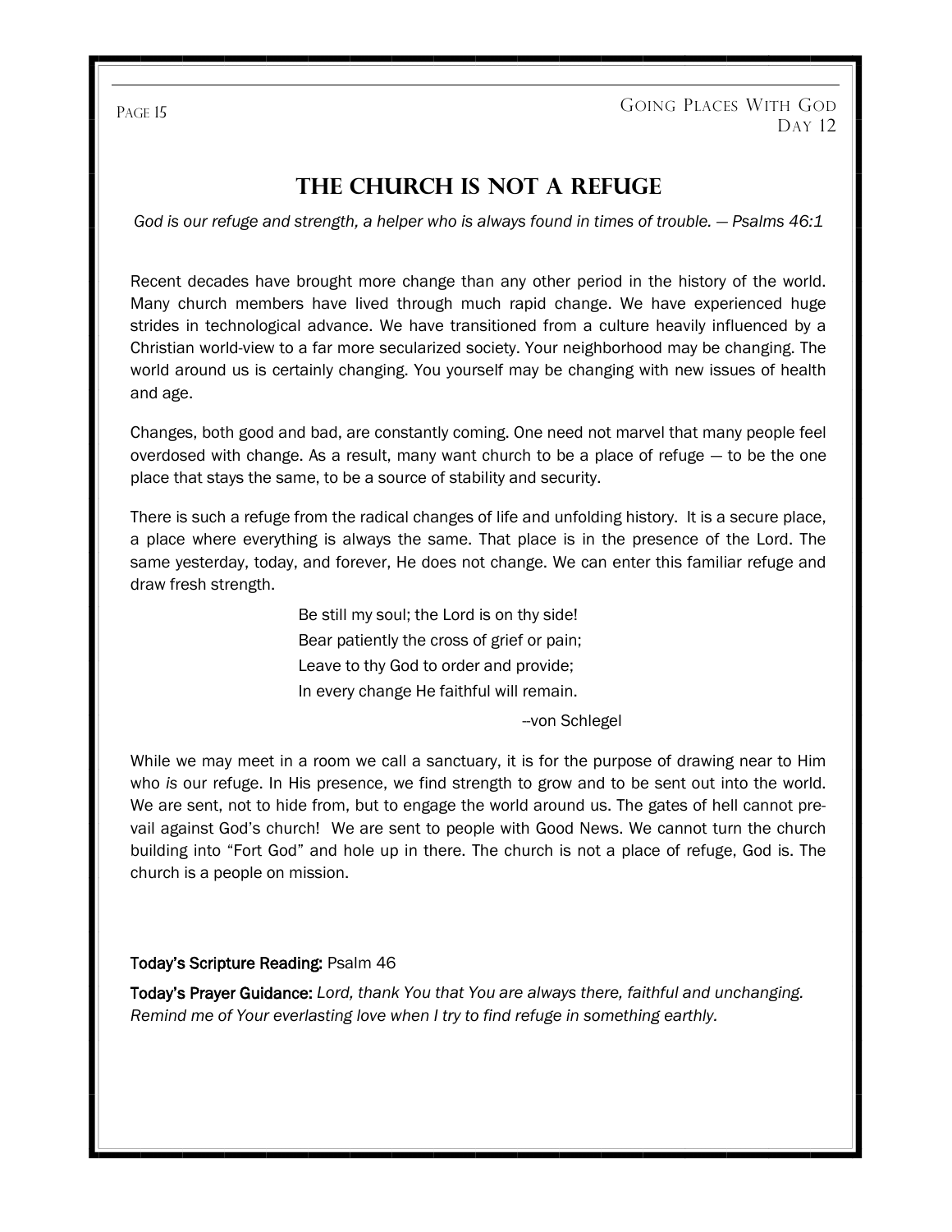# THE CHURCH IS NOT A REFUGE

*God is our refuge and strength, a helper who is always found in times of trouble. — Psalms 46:1*

Recent decades have brought more change than any other period in the history of the world. Many church members have lived through much rapid change. We have experienced huge strides in technological advance. We have transitioned from a culture heavily influenced by a Christian world-view to a far more secularized society. Your neighborhood may be changing. The world around us is certainly changing. You yourself may be changing with new issues of health and age.

Changes, both good and bad, are constantly coming. One need not marvel that many people feel overdosed with change. As a result, many want church to be a place of refuge — to be the one place that stays the same, to be a source of stability and security.

There is such a refuge from the radical changes of life and unfolding history. It is a secure place, a place where everything is always the same. That place is in the presence of the Lord. The same yesterday, today, and forever, He does not change. We can enter this familiar refuge and draw fresh strength.

> Be still my soul; the Lord is on thy side!
> Bear patiently the cross of grief or pain;
> Leave to thy God to order and provide;
> In every change He faithful will remain.
>
> --von Schlegel

While we may meet in a room we call a sanctuary, it is for the purpose of drawing near to Him who *is* our refuge. In His presence, we find strength to grow and to be sent out into the world. We are sent, not to hide from, but to engage the world around us. The gates of hell cannot prevail against God's church! We are sent to people with Good News. We cannot turn the church building into "Fort God" and hole up in there. The church is not a place of refuge, God is. The church is a people on mission.

**Today's Scripture Reading:** Psalm 46

**Today's Prayer Guidance:** *Lord, thank You that You are always there, faithful and unchanging. Remind me of Your everlasting love when I try to find refuge in something earthly.*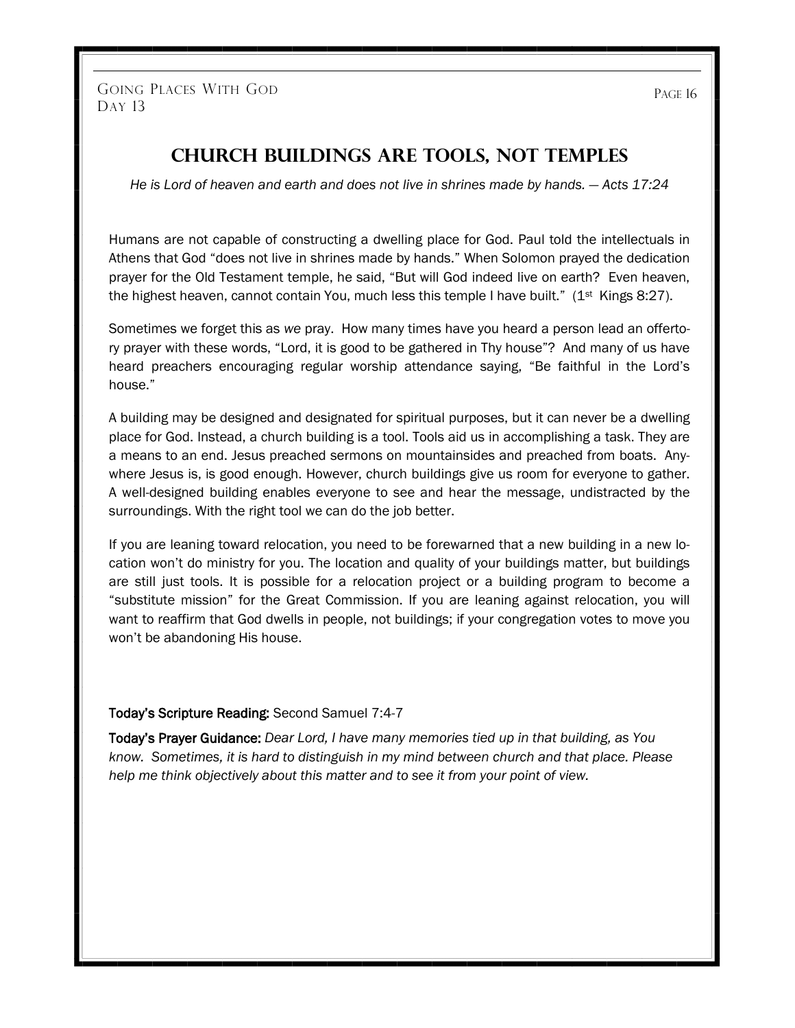# Church Buildings Are Tools, Not Temples

*He is Lord of heaven and earth and does not live in shrines made by hands. — Acts 17:24*

Humans are not capable of constructing a dwelling place for God. Paul told the intellectuals in Athens that God "does not live in shrines made by hands." When Solomon prayed the dedication prayer for the Old Testament temple, he said, "But will God indeed live on earth? Even heaven, the highest heaven, cannot contain You, much less this temple I have built." (1st Kings 8:27).

Sometimes we forget this as *we* pray. How many times have you heard a person lead an offertory prayer with these words, "Lord, it is good to be gathered in Thy house"? And many of us have heard preachers encouraging regular worship attendance saying, "Be faithful in the Lord's house."

A building may be designed and designated for spiritual purposes, but it can never be a dwelling place for God. Instead, a church building is a tool. Tools aid us in accomplishing a task. They are a means to an end. Jesus preached sermons on mountainsides and preached from boats. Anywhere Jesus is, is good enough. However, church buildings give us room for everyone to gather. A well-designed building enables everyone to see and hear the message, undistracted by the surroundings. With the right tool we can do the job better.

If you are leaning toward relocation, you need to be forewarned that a new building in a new location won't do ministry for you. The location and quality of your buildings matter, but buildings are still just tools. It is possible for a relocation project or a building program to become a "substitute mission" for the Great Commission. If you are leaning against relocation, you will want to reaffirm that God dwells in people, not buildings; if your congregation votes to move you won't be abandoning His house.

**Today's Scripture Reading:** Second Samuel 7:4-7

**Today's Prayer Guidance:** *Dear Lord, I have many memories tied up in that building, as You know. Sometimes, it is hard to distinguish in my mind between church and that place. Please help me think objectively about this matter and to see it from your point of view.*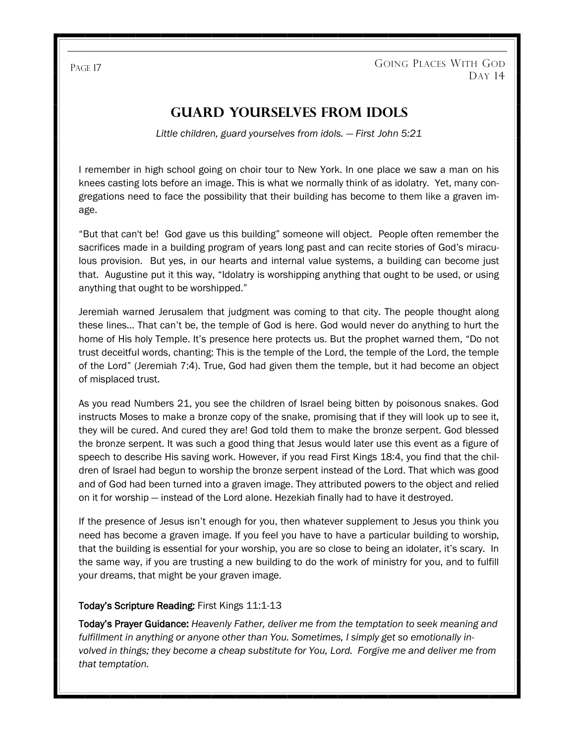# GUARD YOURSELVES FROM IDOLS

*Little children, guard yourselves from idols. — First John 5:21*

I remember in high school going on choir tour to New York. In one place we saw a man on his knees casting lots before an image. This is what we normally think of as idolatry. Yet, many congregations need to face the possibility that their building has become to them like a graven image.

"But that can't be! God gave us this building" someone will object. People often remember the sacrifices made in a building program of years long past and can recite stories of God's miraculous provision. But yes, in our hearts and internal value systems, a building can become just that. Augustine put it this way, "Idolatry is worshipping anything that ought to be used, or using anything that ought to be worshipped."

Jeremiah warned Jerusalem that judgment was coming to that city. The people thought along these lines… That can't be, the temple of God is here. God would never do anything to hurt the home of His holy Temple. It's presence here protects us. But the prophet warned them, "Do not trust deceitful words, chanting: This is the temple of the Lord, the temple of the Lord, the temple of the Lord" (Jeremiah 7:4). True, God had given them the temple, but it had become an object of misplaced trust.

As you read Numbers 21, you see the children of Israel being bitten by poisonous snakes. God instructs Moses to make a bronze copy of the snake, promising that if they will look up to see it, they will be cured. And cured they are! God told them to make the bronze serpent. God blessed the bronze serpent. It was such a good thing that Jesus would later use this event as a figure of speech to describe His saving work. However, if you read First Kings 18:4, you find that the children of Israel had begun to worship the bronze serpent instead of the Lord. That which was good and of God had been turned into a graven image. They attributed powers to the object and relied on it for worship — instead of the Lord alone. Hezekiah finally had to have it destroyed.

If the presence of Jesus isn't enough for you, then whatever supplement to Jesus you think you need has become a graven image. If you feel you have to have a particular building to worship, that the building is essential for your worship, you are so close to being an idolater, it's scary. In the same way, if you are trusting a new building to do the work of ministry for you, and to fulfill your dreams, that might be your graven image.

**Today's Scripture Reading:** First Kings 11:1-13

**Today's Prayer Guidance:** *Heavenly Father, deliver me from the temptation to seek meaning and fulfillment in anything or anyone other than You. Sometimes, I simply get so emotionally involved in things; they become a cheap substitute for You, Lord. Forgive me and deliver me from that temptation.*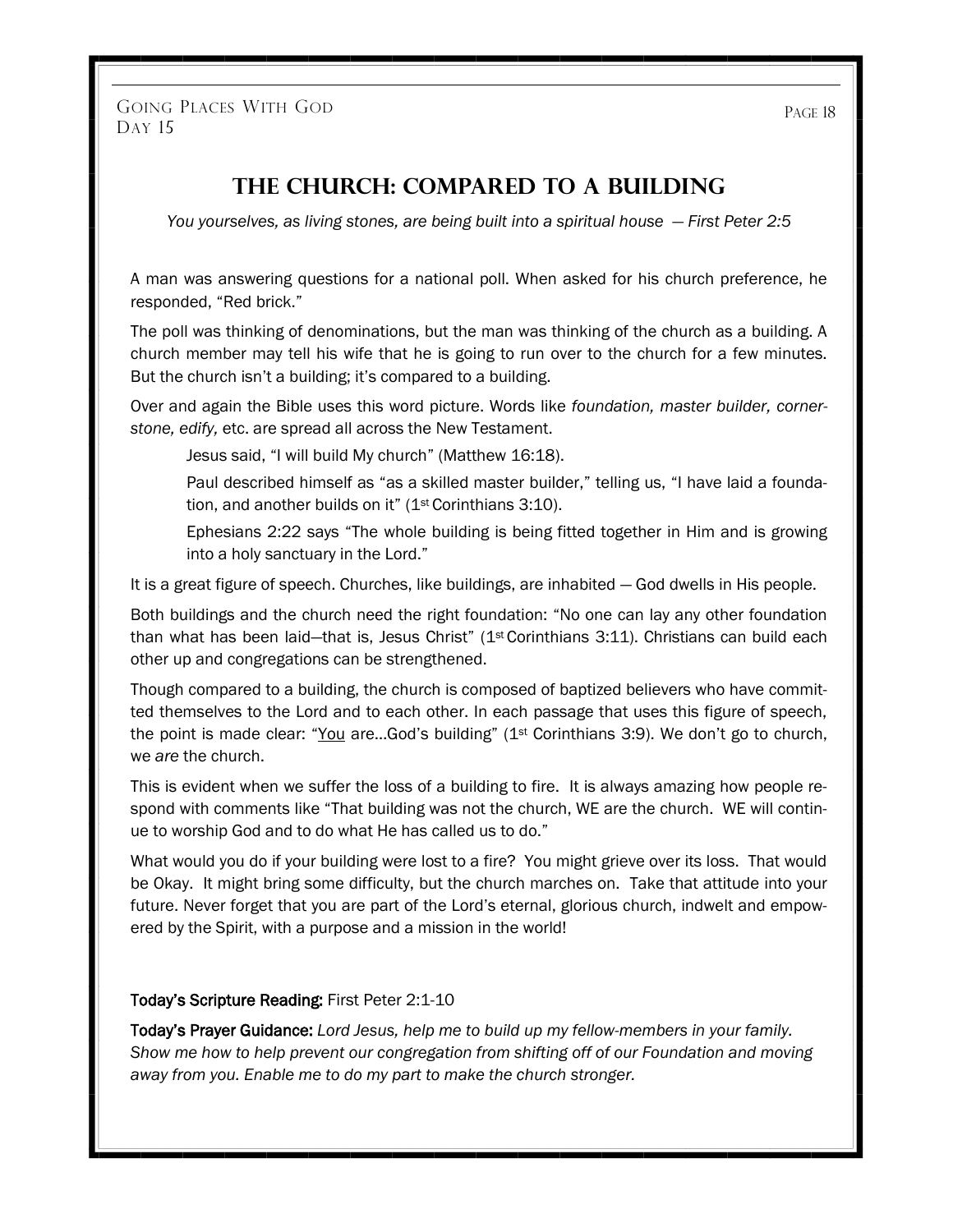# The Church: Compared to a Building

*You yourselves, as living stones, are being built into a spiritual house — First Peter 2:5*

A man was answering questions for a national poll. When asked for his church preference, he responded, "Red brick."

The poll was thinking of denominations, but the man was thinking of the church as a building. A church member may tell his wife that he is going to run over to the church for a few minutes. But the church isn't a building; it's compared to a building.

Over and again the Bible uses this word picture. Words like *foundation, master builder, cornerstone, edify,* etc. are spread all across the New Testament.

> Jesus said, "I will build My church" (Matthew 16:18).
>
> Paul described himself as "as a skilled master builder," telling us, "I have laid a foundation, and another builds on it" (1st Corinthians 3:10).
>
> Ephesians 2:22 says "The whole building is being fitted together in Him and is growing into a holy sanctuary in the Lord."

It is a great figure of speech. Churches, like buildings, are inhabited — God dwells in His people.

Both buildings and the church need the right foundation: "No one can lay any other foundation than what has been laid—that is, Jesus Christ" (1st Corinthians 3:11). Christians can build each other up and congregations can be strengthened.

Though compared to a building, the church is composed of baptized believers who have committed themselves to the Lord and to each other. In each passage that uses this figure of speech, the point is made clear: "<u>You</u> are…God's building" (1st Corinthians 3:9). We don't go to church, we *are* the church.

This is evident when we suffer the loss of a building to fire. It is always amazing how people respond with comments like "That building was not the church, WE are the church. WE will continue to worship God and to do what He has called us to do."

What would you do if your building were lost to a fire? You might grieve over its loss. That would be Okay. It might bring some difficulty, but the church marches on. Take that attitude into your future. Never forget that you are part of the Lord's eternal, glorious church, indwelt and empowered by the Spirit, with a purpose and a mission in the world!

**Today's Scripture Reading:** First Peter 2:1-10

**Today's Prayer Guidance:** *Lord Jesus, help me to build up my fellow-members in your family. Show me how to help prevent our congregation from shifting off of our Foundation and moving away from you. Enable me to do my part to make the church stronger.*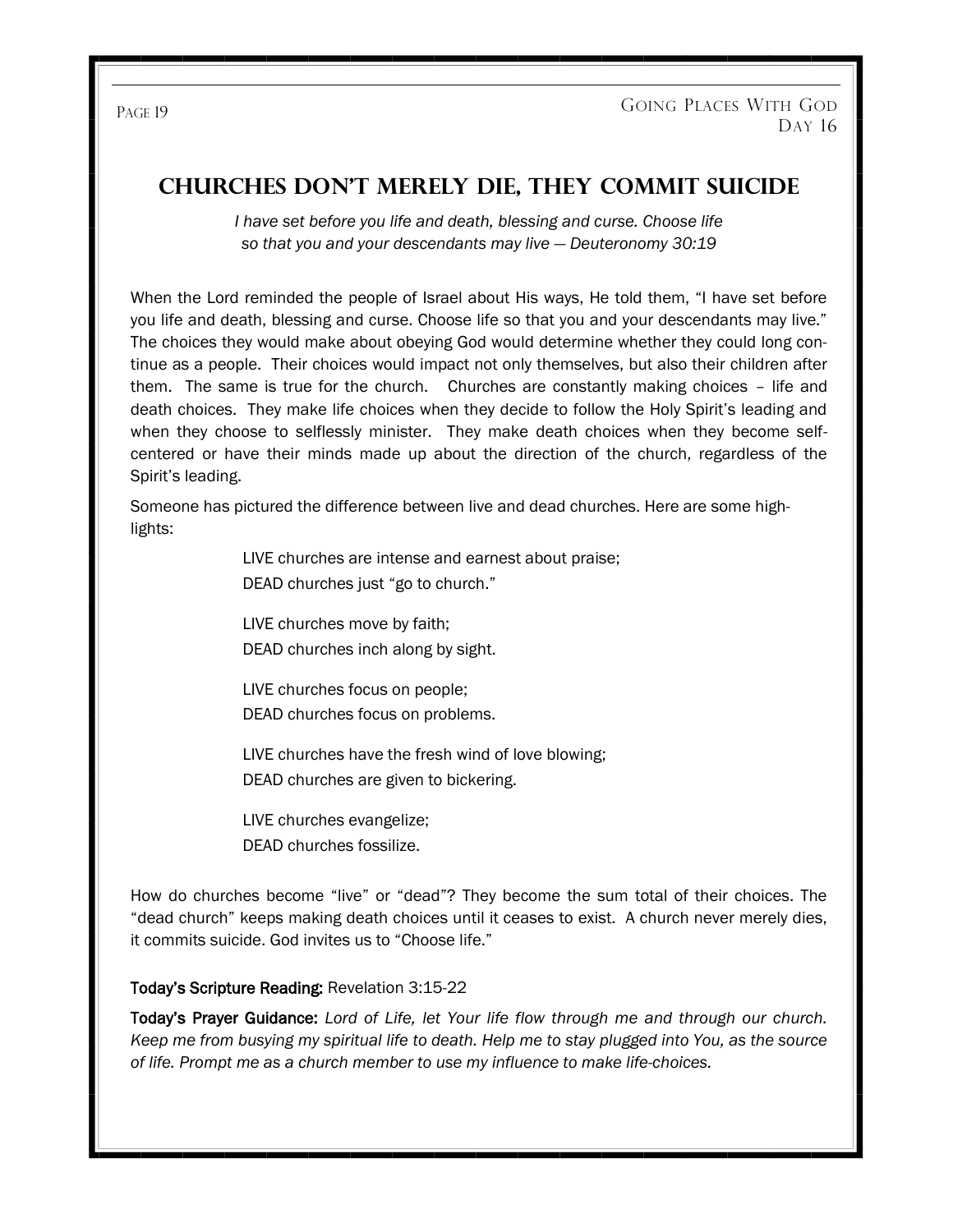## Churches Don't Merely Die, They Commit Suicide

*I have set before you life and death, blessing and curse. Choose life so that you and your descendants may live — Deuteronomy 30:19*

When the Lord reminded the people of Israel about His ways, He told them, "I have set before you life and death, blessing and curse. Choose life so that you and your descendants may live." The choices they would make about obeying God would determine whether they could long continue as a people. Their choices would impact not only themselves, but also their children after them. The same is true for the church. Churches are constantly making choices – life and death choices. They make life choices when they decide to follow the Holy Spirit's leading and when they choose to selflessly minister. They make death choices when they become self-centered or have their minds made up about the direction of the church, regardless of the Spirit's leading.

Someone has pictured the difference between live and dead churches. Here are some highlights:

LIVE churches are intense and earnest about praise;
DEAD churches just "go to church."

LIVE churches move by faith;
DEAD churches inch along by sight.

LIVE churches focus on people;
DEAD churches focus on problems.

LIVE churches have the fresh wind of love blowing;
DEAD churches are given to bickering.

LIVE churches evangelize;
DEAD churches fossilize.

How do churches become "live" or "dead"? They become the sum total of their choices. The "dead church" keeps making death choices until it ceases to exist. A church never merely dies, it commits suicide. God invites us to "Choose life."

**Today's Scripture Reading:** Revelation 3:15-22

**Today's Prayer Guidance:** *Lord of Life, let Your life flow through me and through our church. Keep me from busying my spiritual life to death. Help me to stay plugged into You, as the source of life. Prompt me as a church member to use my influence to make life-choices.*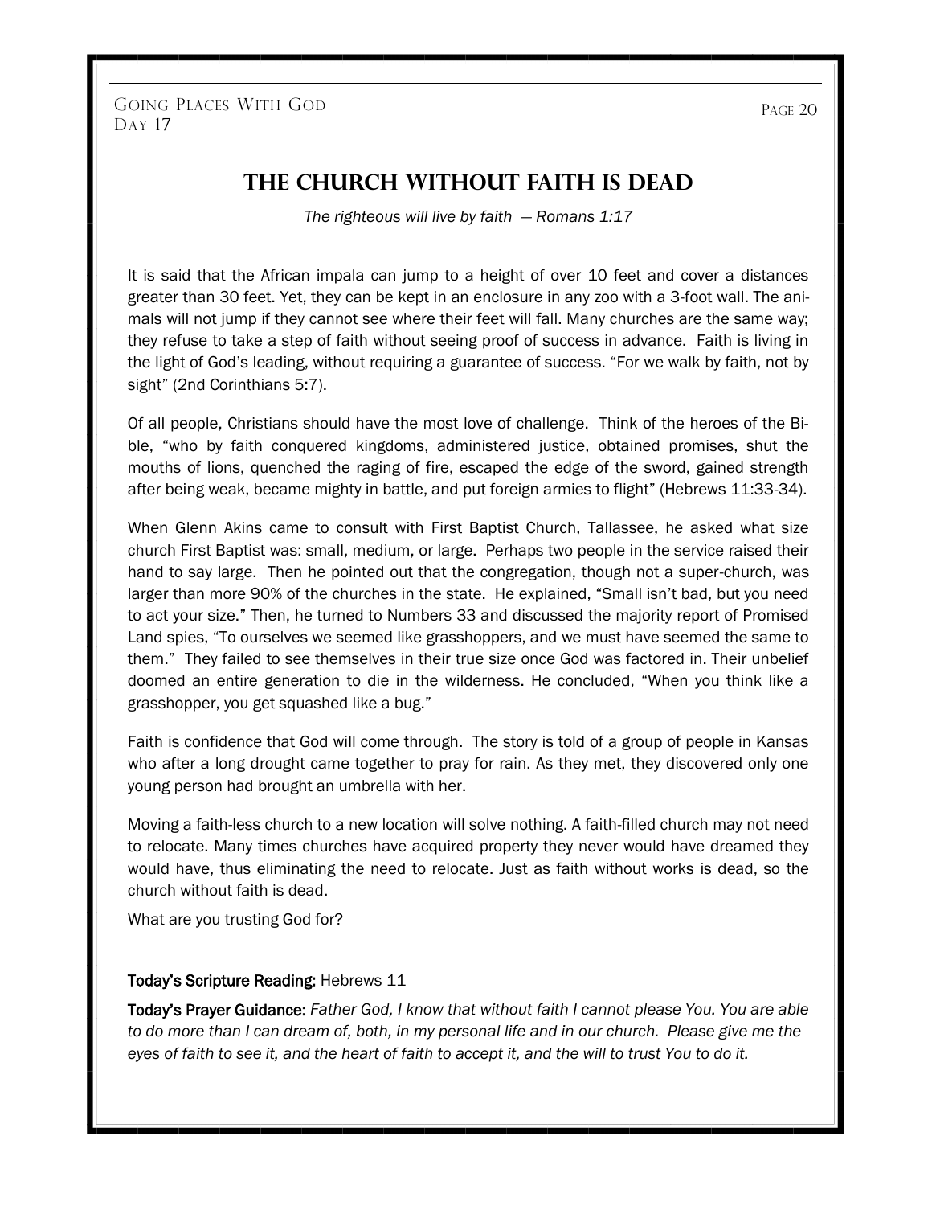# THE CHURCH WITHOUT FAITH IS DEAD

*The righteous will live by faith — Romans 1:17*

It is said that the African impala can jump to a height of over 10 feet and cover a distances greater than 30 feet. Yet, they can be kept in an enclosure in any zoo with a 3-foot wall. The animals will not jump if they cannot see where their feet will fall. Many churches are the same way; they refuse to take a step of faith without seeing proof of success in advance. Faith is living in the light of God's leading, without requiring a guarantee of success. "For we walk by faith, not by sight" (2nd Corinthians 5:7).

Of all people, Christians should have the most love of challenge. Think of the heroes of the Bible, "who by faith conquered kingdoms, administered justice, obtained promises, shut the mouths of lions, quenched the raging of fire, escaped the edge of the sword, gained strength after being weak, became mighty in battle, and put foreign armies to flight" (Hebrews 11:33-34).

When Glenn Akins came to consult with First Baptist Church, Tallassee, he asked what size church First Baptist was: small, medium, or large. Perhaps two people in the service raised their hand to say large. Then he pointed out that the congregation, though not a super-church, was larger than more 90% of the churches in the state. He explained, "Small isn't bad, but you need to act your size." Then, he turned to Numbers 33 and discussed the majority report of Promised Land spies, "To ourselves we seemed like grasshoppers, and we must have seemed the same to them." They failed to see themselves in their true size once God was factored in. Their unbelief doomed an entire generation to die in the wilderness. He concluded, "When you think like a grasshopper, you get squashed like a bug."

Faith is confidence that God will come through. The story is told of a group of people in Kansas who after a long drought came together to pray for rain. As they met, they discovered only one young person had brought an umbrella with her.

Moving a faith-less church to a new location will solve nothing. A faith-filled church may not need to relocate. Many times churches have acquired property they never would have dreamed they would have, thus eliminating the need to relocate. Just as faith without works is dead, so the church without faith is dead.

What are you trusting God for?

**Today's Scripture Reading:** Hebrews 11

**Today's Prayer Guidance:** *Father God, I know that without faith I cannot please You. You are able to do more than I can dream of, both, in my personal life and in our church. Please give me the eyes of faith to see it, and the heart of faith to accept it, and the will to trust You to do it.*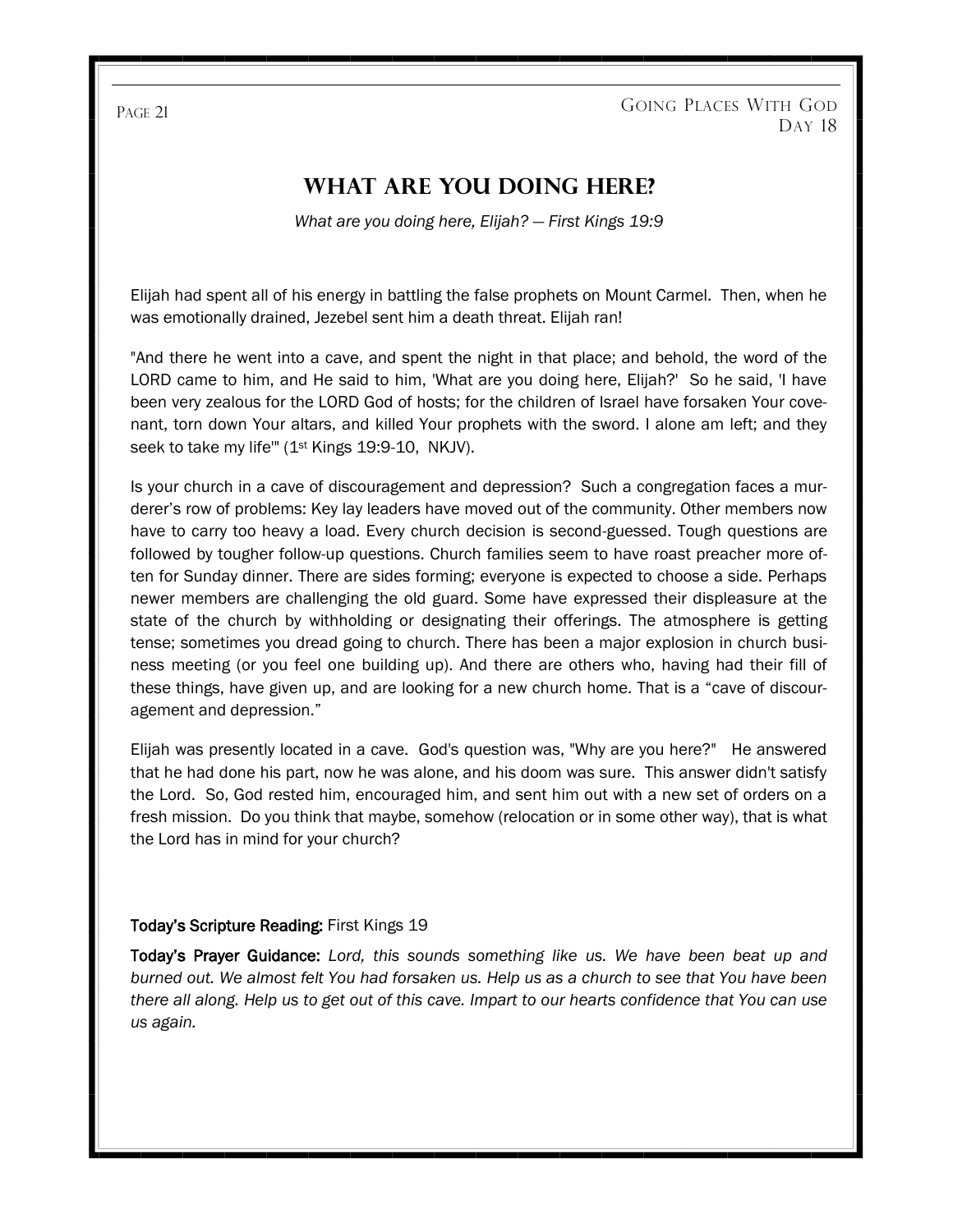# What Are You Doing Here?

*What are you doing here, Elijah? — First Kings 19:9*

Elijah had spent all of his energy in battling the false prophets on Mount Carmel. Then, when he was emotionally drained, Jezebel sent him a death threat. Elijah ran!

"And there he went into a cave, and spent the night in that place; and behold, the word of the LORD came to him, and He said to him, 'What are you doing here, Elijah?' So he said, 'I have been very zealous for the LORD God of hosts; for the children of Israel have forsaken Your covenant, torn down Your altars, and killed Your prophets with the sword. I alone am left; and they seek to take my life'" (1st Kings 19:9-10, NKJV).

Is your church in a cave of discouragement and depression? Such a congregation faces a murderer's row of problems: Key lay leaders have moved out of the community. Other members now have to carry too heavy a load. Every church decision is second-guessed. Tough questions are followed by tougher follow-up questions. Church families seem to have roast preacher more often for Sunday dinner. There are sides forming; everyone is expected to choose a side. Perhaps newer members are challenging the old guard. Some have expressed their displeasure at the state of the church by withholding or designating their offerings. The atmosphere is getting tense; sometimes you dread going to church. There has been a major explosion in church business meeting (or you feel one building up). And there are others who, having had their fill of these things, have given up, and are looking for a new church home. That is a "cave of discouragement and depression."

Elijah was presently located in a cave. God's question was, "Why are you here?" He answered that he had done his part, now he was alone, and his doom was sure. This answer didn't satisfy the Lord. So, God rested him, encouraged him, and sent him out with a new set of orders on a fresh mission. Do you think that maybe, somehow (relocation or in some other way), that is what the Lord has in mind for your church?

**Today's Scripture Reading:** First Kings 19

**Today's Prayer Guidance:** *Lord, this sounds something like us. We have been beat up and burned out. We almost felt You had forsaken us. Help us as a church to see that You have been there all along. Help us to get out of this cave. Impart to our hearts confidence that You can use us again.*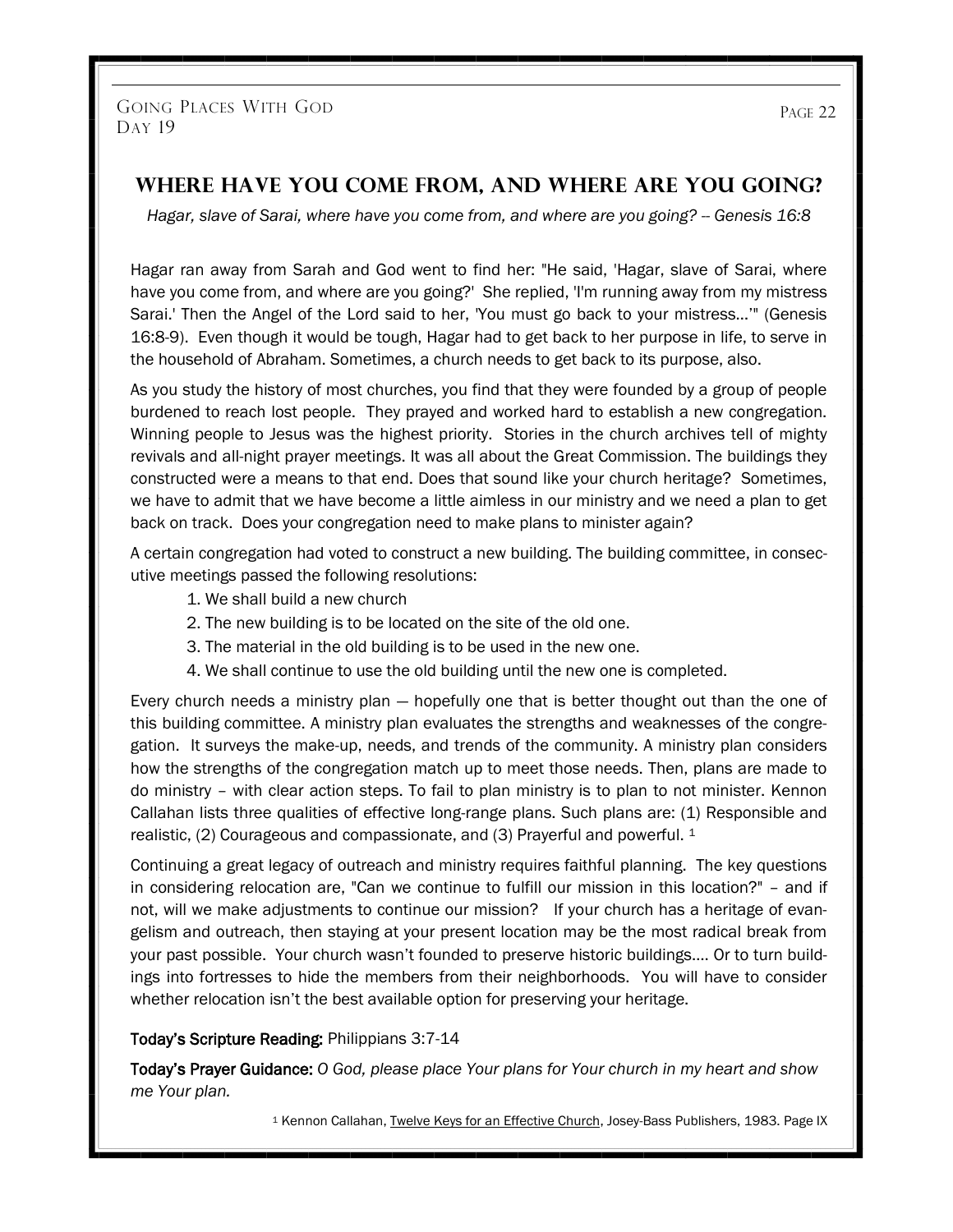## Where Have You Come From, and Where Are You Going?

*Hagar, slave of Sarai, where have you come from, and where are you going? -- Genesis 16:8*

Hagar ran away from Sarah and God went to find her: "He said, 'Hagar, slave of Sarai, where have you come from, and where are you going?' She replied, 'I'm running away from my mistress Sarai.' Then the Angel of the Lord said to her, 'You must go back to your mistress...'" (Genesis 16:8-9). Even though it would be tough, Hagar had to get back to her purpose in life, to serve in the household of Abraham. Sometimes, a church needs to get back to its purpose, also.

As you study the history of most churches, you find that they were founded by a group of people burdened to reach lost people. They prayed and worked hard to establish a new congregation. Winning people to Jesus was the highest priority. Stories in the church archives tell of mighty revivals and all-night prayer meetings. It was all about the Great Commission. The buildings they constructed were a means to that end. Does that sound like your church heritage? Sometimes, we have to admit that we have become a little aimless in our ministry and we need a plan to get back on track. Does your congregation need to make plans to minister again?

A certain congregation had voted to construct a new building. The building committee, in consecutive meetings passed the following resolutions:

1. We shall build a new church
2. The new building is to be located on the site of the old one.
3. The material in the old building is to be used in the new one.
4. We shall continue to use the old building until the new one is completed.

Every church needs a ministry plan — hopefully one that is better thought out than the one of this building committee. A ministry plan evaluates the strengths and weaknesses of the congregation. It surveys the make-up, needs, and trends of the community. A ministry plan considers how the strengths of the congregation match up to meet those needs. Then, plans are made to do ministry – with clear action steps. To fail to plan ministry is to plan to not minister. Kennon Callahan lists three qualities of effective long-range plans. Such plans are: (1) Responsible and realistic, (2) Courageous and compassionate, and (3) Prayerful and powerful. [1]

Continuing a great legacy of outreach and ministry requires faithful planning. The key questions in considering relocation are, "Can we continue to fulfill our mission in this location?" – and if not, will we make adjustments to continue our mission? If your church has a heritage of evangelism and outreach, then staying at your present location may be the most radical break from your past possible. Your church wasn't founded to preserve historic buildings.... Or to turn buildings into fortresses to hide the members from their neighborhoods. You will have to consider whether relocation isn't the best available option for preserving your heritage.

**Today's Scripture Reading:** Philippians 3:7-14

**Today's Prayer Guidance:** *O God, please place Your plans for Your church in my heart and show me Your plan.*

[1] Kennon Callahan, Twelve Keys for an Effective Church, Josey-Bass Publishers, 1983. Page IX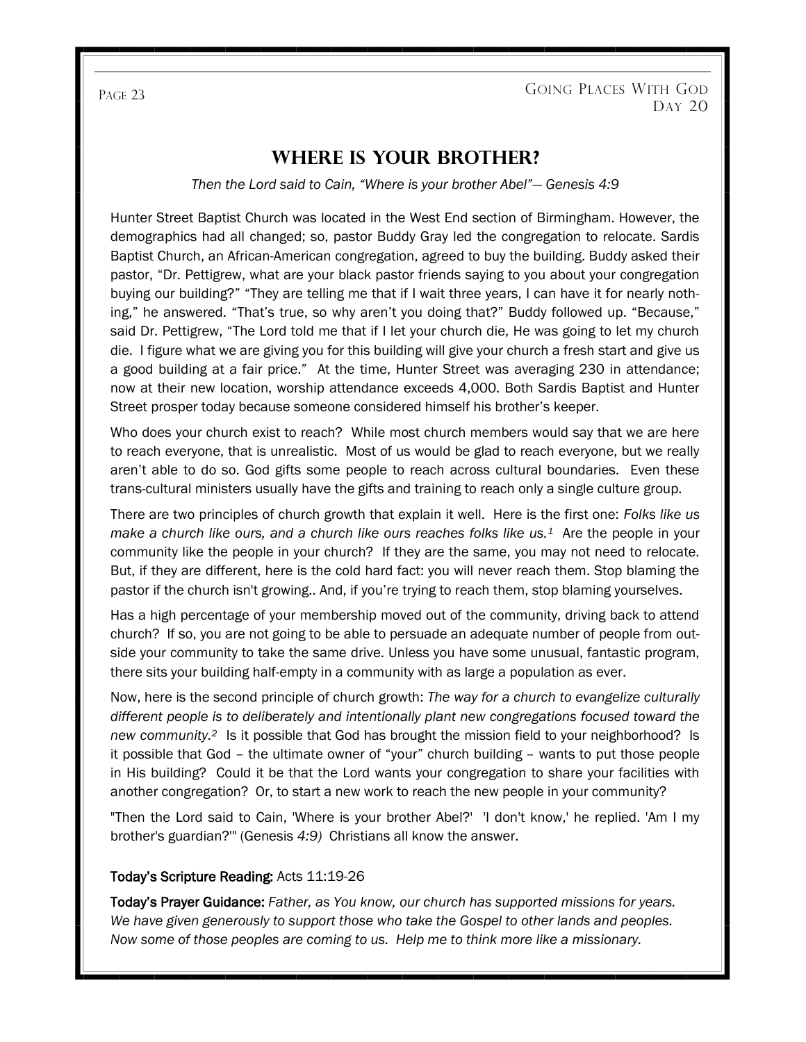## WHERE IS YOUR BROTHER?

*Then the Lord said to Cain, "Where is your brother Abel"— Genesis 4:9*

Hunter Street Baptist Church was located in the West End section of Birmingham. However, the demographics had all changed; so, pastor Buddy Gray led the congregation to relocate. Sardis Baptist Church, an African-American congregation, agreed to buy the building. Buddy asked their pastor, "Dr. Pettigrew, what are your black pastor friends saying to you about your congregation buying our building?" "They are telling me that if I wait three years, I can have it for nearly nothing," he answered. "That's true, so why aren't you doing that?" Buddy followed up. "Because," said Dr. Pettigrew, "The Lord told me that if I let your church die, He was going to let my church die. I figure what we are giving you for this building will give your church a fresh start and give us a good building at a fair price." At the time, Hunter Street was averaging 230 in attendance; now at their new location, worship attendance exceeds 4,000. Both Sardis Baptist and Hunter Street prosper today because someone considered himself his brother's keeper.

Who does your church exist to reach? While most church members would say that we are here to reach everyone, that is unrealistic. Most of us would be glad to reach everyone, but we really aren't able to do so. God gifts some people to reach across cultural boundaries. Even these trans-cultural ministers usually have the gifts and training to reach only a single culture group.

There are two principles of church growth that explain it well. Here is the first one: *Folks like us make a church like ours, and a church like ours reaches folks like us.*[1] Are the people in your community like the people in your church? If they are the same, you may not need to relocate. But, if they are different, here is the cold hard fact: you will never reach them. Stop blaming the pastor if the church isn't growing.. And, if you're trying to reach them, stop blaming yourselves.

Has a high percentage of your membership moved out of the community, driving back to attend church? If so, you are not going to be able to persuade an adequate number of people from outside your community to take the same drive. Unless you have some unusual, fantastic program, there sits your building half-empty in a community with as large a population as ever.

Now, here is the second principle of church growth: *The way for a church to evangelize culturally different people is to deliberately and intentionally plant new congregations focused toward the new community.*[2] Is it possible that God has brought the mission field to your neighborhood? Is it possible that God – the ultimate owner of "your" church building – wants to put those people in His building? Could it be that the Lord wants your congregation to share your facilities with another congregation? Or, to start a new work to reach the new people in your community?

"Then the Lord said to Cain, 'Where is your brother Abel?' 'I don't know,' he replied. 'Am I my brother's guardian?'" (Genesis *4:9)* Christians all know the answer.

**Today's Scripture Reading:** Acts 11:19-26

**Today's Prayer Guidance:** *Father, as You know, our church has supported missions for years. We have given generously to support those who take the Gospel to other lands and peoples. Now some of those peoples are coming to us. Help me to think more like a missionary.*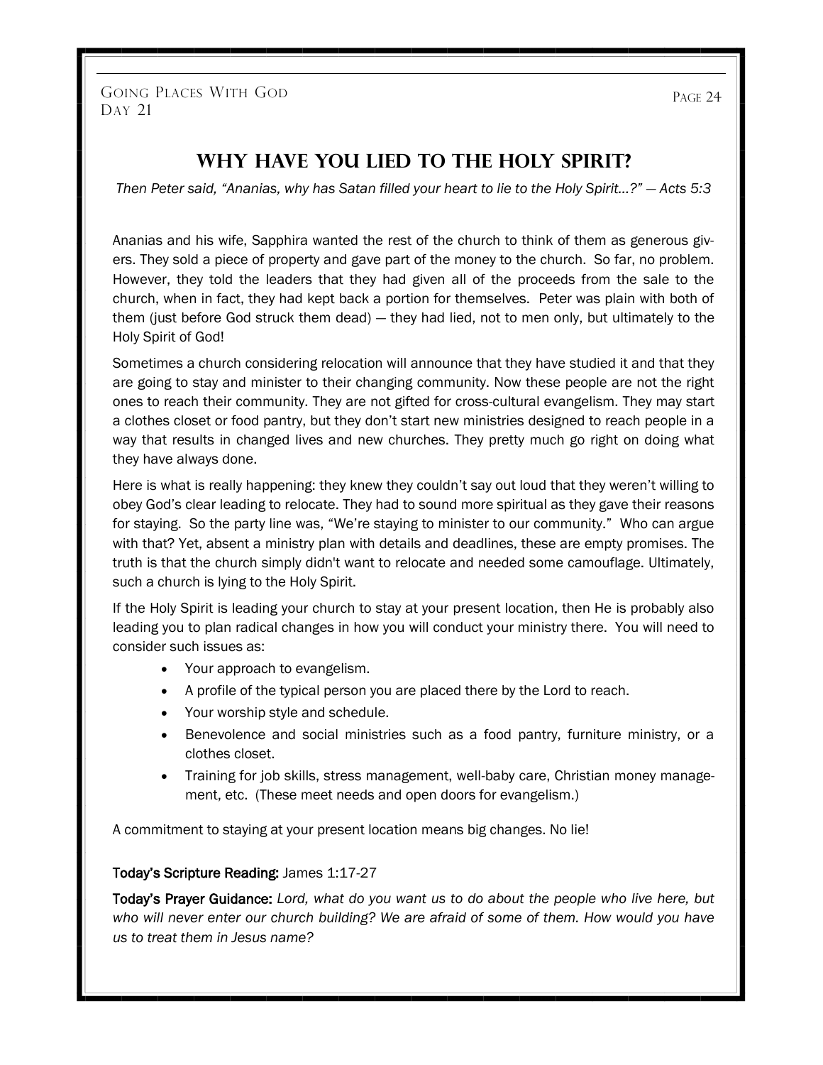# Why Have You Lied to the Holy Spirit?

*Then Peter said, "Ananias, why has Satan filled your heart to lie to the Holy Spirit...?" — Acts 5:3*

Ananias and his wife, Sapphira wanted the rest of the church to think of them as generous givers. They sold a piece of property and gave part of the money to the church. So far, no problem. However, they told the leaders that they had given all of the proceeds from the sale to the church, when in fact, they had kept back a portion for themselves. Peter was plain with both of them (just before God struck them dead) — they had lied, not to men only, but ultimately to the Holy Spirit of God!

Sometimes a church considering relocation will announce that they have studied it and that they are going to stay and minister to their changing community. Now these people are not the right ones to reach their community. They are not gifted for cross-cultural evangelism. They may start a clothes closet or food pantry, but they don't start new ministries designed to reach people in a way that results in changed lives and new churches. They pretty much go right on doing what they have always done.

Here is what is really happening: they knew they couldn't say out loud that they weren't willing to obey God's clear leading to relocate. They had to sound more spiritual as they gave their reasons for staying. So the party line was, "We're staying to minister to our community." Who can argue with that? Yet, absent a ministry plan with details and deadlines, these are empty promises. The truth is that the church simply didn't want to relocate and needed some camouflage. Ultimately, such a church is lying to the Holy Spirit.

If the Holy Spirit is leading your church to stay at your present location, then He is probably also leading you to plan radical changes in how you will conduct your ministry there. You will need to consider such issues as:

- Your approach to evangelism.
- A profile of the typical person you are placed there by the Lord to reach.
- Your worship style and schedule.
- Benevolence and social ministries such as a food pantry, furniture ministry, or a clothes closet.
- Training for job skills, stress management, well-baby care, Christian money management, etc. (These meet needs and open doors for evangelism.)

A commitment to staying at your present location means big changes. No lie!

**Today's Scripture Reading:** James 1:17-27

**Today's Prayer Guidance:** *Lord, what do you want us to do about the people who live here, but who will never enter our church building? We are afraid of some of them. How would you have us to treat them in Jesus name?*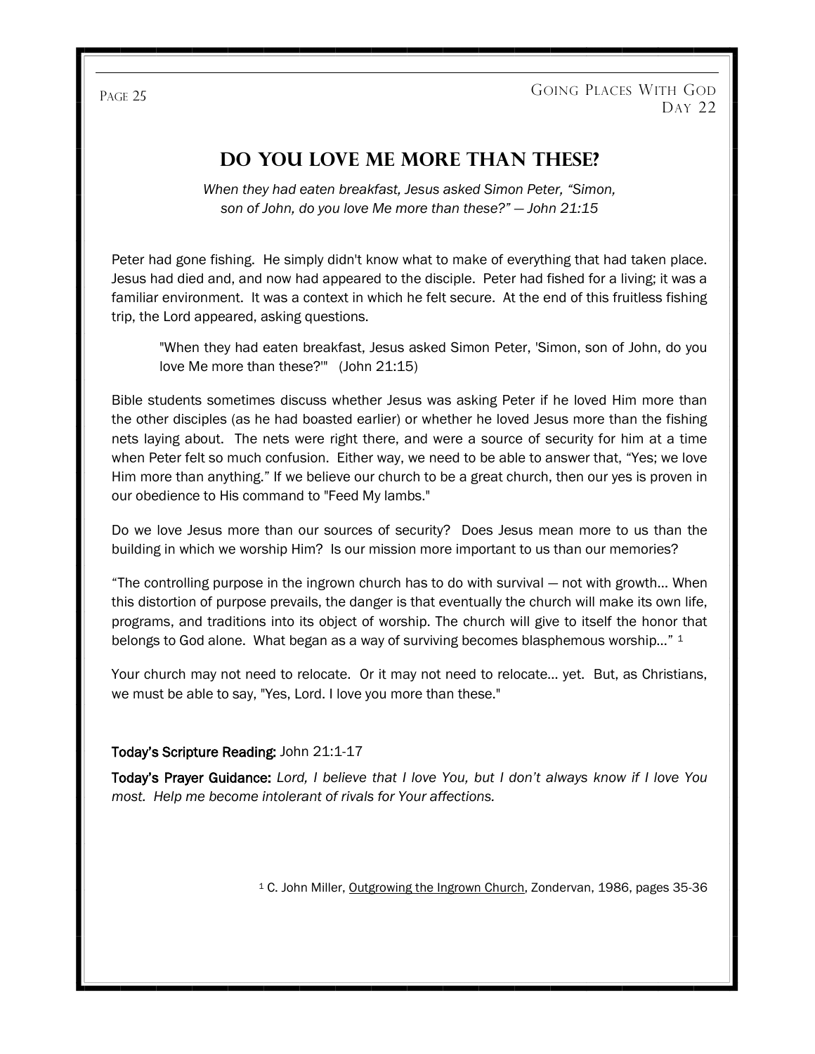# Do You Love Me More Than These?

*When they had eaten breakfast, Jesus asked Simon Peter, "Simon, son of John, do you love Me more than these?" — John 21:15*

Peter had gone fishing. He simply didn't know what to make of everything that had taken place. Jesus had died and, and now had appeared to the disciple. Peter had fished for a living; it was a familiar environment. It was a context in which he felt secure. At the end of this fruitless fishing trip, the Lord appeared, asking questions.

> "When they had eaten breakfast, Jesus asked Simon Peter, 'Simon, son of John, do you love Me more than these?'" (John 21:15)

Bible students sometimes discuss whether Jesus was asking Peter if he loved Him more than the other disciples (as he had boasted earlier) or whether he loved Jesus more than the fishing nets laying about. The nets were right there, and were a source of security for him at a time when Peter felt so much confusion. Either way, we need to be able to answer that, "Yes; we love Him more than anything." If we believe our church to be a great church, then our yes is proven in our obedience to His command to "Feed My lambs."

Do we love Jesus more than our sources of security? Does Jesus mean more to us than the building in which we worship Him? Is our mission more important to us than our memories?

"The controlling purpose in the ingrown church has to do with survival — not with growth... When this distortion of purpose prevails, the danger is that eventually the church will make its own life, programs, and traditions into its object of worship. The church will give to itself the honor that belongs to God alone. What began as a way of surviving becomes blasphemous worship..." [1]

Your church may not need to relocate. Or it may not need to relocate... yet. But, as Christians, we must be able to say, "Yes, Lord. I love you more than these."

**Today's Scripture Reading:** John 21:1-17

**Today's Prayer Guidance:** *Lord, I believe that I love You, but I don't always know if I love You most. Help me become intolerant of rivals for Your affections.*

[1] C. John Miller, Outgrowing the Ingrown Church, Zondervan, 1986, pages 35-36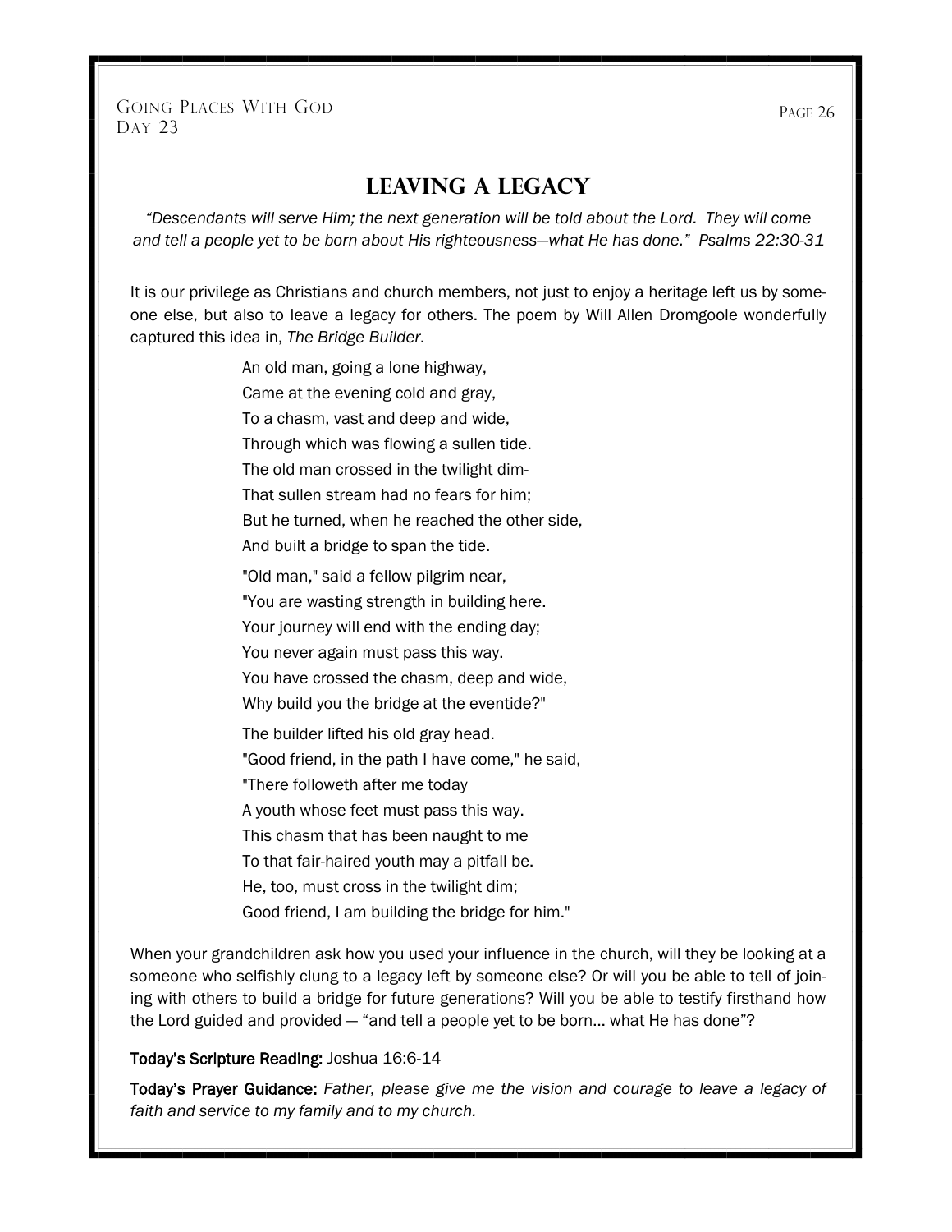## Day 23

# LEAVING A LEGACY

*"Descendants will serve Him; the next generation will be told about the Lord. They will come and tell a people yet to be born about His righteousness—what He has done." Psalms 22:30-31*

It is our privilege as Christians and church members, not just to enjoy a heritage left us by someone else, but also to leave a legacy for others. The poem by Will Allen Dromgoole wonderfully captured this idea in, *The Bridge Builder*.

An old man, going a lone highway,
Came at the evening cold and gray,
To a chasm, vast and deep and wide,
Through which was flowing a sullen tide.
The old man crossed in the twilight dim-
That sullen stream had no fears for him;
But he turned, when he reached the other side,
And built a bridge to span the tide.

"Old man," said a fellow pilgrim near,
"You are wasting strength in building here.
Your journey will end with the ending day;
You never again must pass this way.
You have crossed the chasm, deep and wide,
Why build you the bridge at the eventide?"

The builder lifted his old gray head.
"Good friend, in the path I have come," he said,
"There followeth after me today
A youth whose feet must pass this way.
This chasm that has been naught to me
To that fair-haired youth may a pitfall be.
He, too, must cross in the twilight dim;
Good friend, I am building the bridge for him."

When your grandchildren ask how you used your influence in the church, will they be looking at a someone who selfishly clung to a legacy left by someone else? Or will you be able to tell of joining with others to build a bridge for future generations? Will you be able to testify firsthand how the Lord guided and provided — "and tell a people yet to be born… what He has done"?

**Today's Scripture Reading:** Joshua 16:6-14

**Today's Prayer Guidance:** *Father, please give me the vision and courage to leave a legacy of faith and service to my family and to my church.*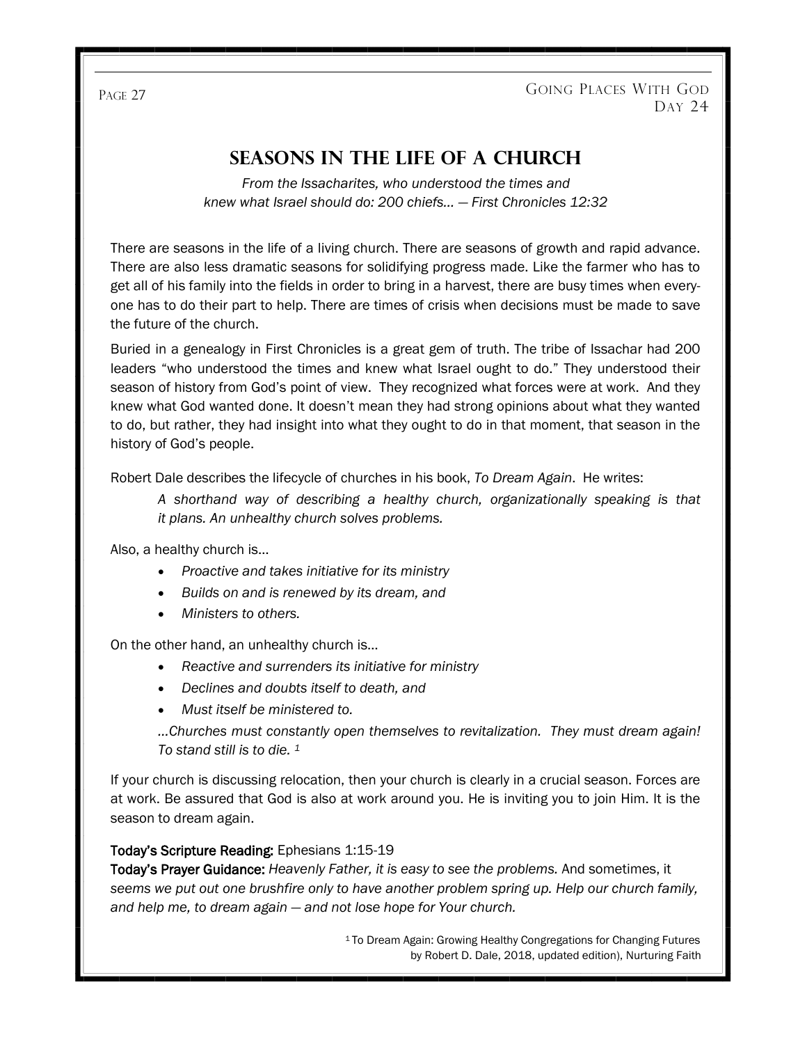# Seasons in the Life of a Church

*From the Issacharites, who understood the times and knew what Israel should do: 200 chiefs… — First Chronicles 12:32*

There are seasons in the life of a living church. There are seasons of growth and rapid advance. There are also less dramatic seasons for solidifying progress made. Like the farmer who has to get all of his family into the fields in order to bring in a harvest, there are busy times when everyone has to do their part to help. There are times of crisis when decisions must be made to save the future of the church.

Buried in a genealogy in First Chronicles is a great gem of truth. The tribe of Issachar had 200 leaders "who understood the times and knew what Israel ought to do." They understood their season of history from God's point of view. They recognized what forces were at work. And they knew what God wanted done. It doesn't mean they had strong opinions about what they wanted to do, but rather, they had insight into what they ought to do in that moment, that season in the history of God's people.

Robert Dale describes the lifecycle of churches in his book, *To Dream Again*. He writes:

> *A shorthand way of describing a healthy church, organizationally speaking is that it plans. An unhealthy church solves problems.*

Also, a healthy church is…

- *Proactive and takes initiative for its ministry*
- *Builds on and is renewed by its dream, and*
- *Ministers to others.*

On the other hand, an unhealthy church is…

- *Reactive and surrenders its initiative for ministry*
- *Declines and doubts itself to death, and*
- *Must itself be ministered to.*

> *…Churches must constantly open themselves to revitalization. They must dream again! To stand still is to die.* [1]

If your church is discussing relocation, then your church is clearly in a crucial season. Forces are at work. Be assured that God is also at work around you. He is inviting you to join Him. It is the season to dream again.

**Today's Scripture Reading:** Ephesians 1:15-19
**Today's Prayer Guidance:** *Heavenly Father, it is easy to see the problems.* And sometimes, it *seems we put out one brushfire only to have another problem spring up. Help our church family, and help me, to dream again — and not lose hope for Your church.*

[1] To Dream Again: Growing Healthy Congregations for Changing Futures by Robert D. Dale, 2018, updated edition), Nurturing Faith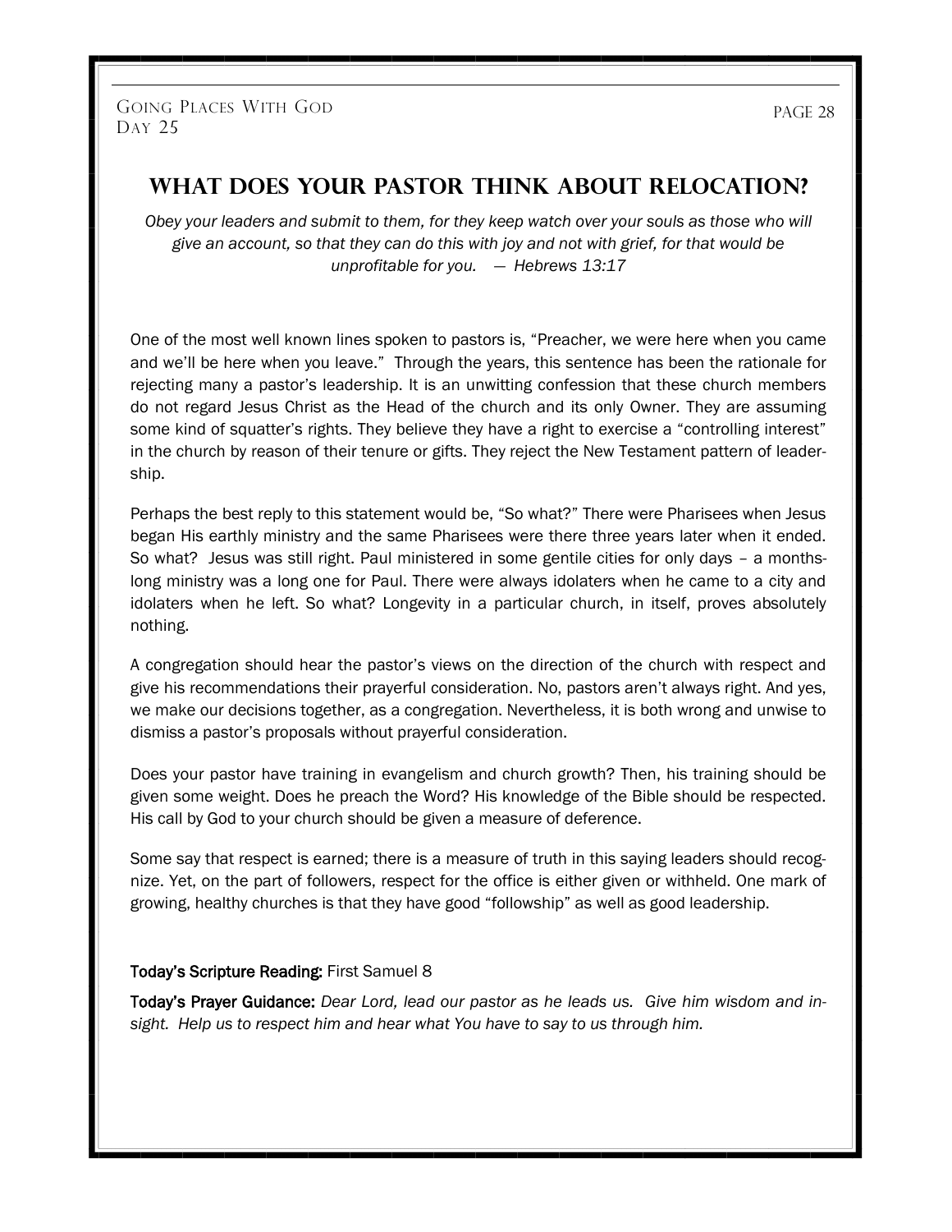# What Does Your Pastor Think About Relocation?

*Obey your leaders and submit to them, for they keep watch over your souls as those who will give an account, so that they can do this with joy and not with grief, for that would be unprofitable for you. — Hebrews 13:17*

One of the most well known lines spoken to pastors is, "Preacher, we were here when you came and we'll be here when you leave." Through the years, this sentence has been the rationale for rejecting many a pastor's leadership. It is an unwitting confession that these church members do not regard Jesus Christ as the Head of the church and its only Owner. They are assuming some kind of squatter's rights. They believe they have a right to exercise a "controlling interest" in the church by reason of their tenure or gifts. They reject the New Testament pattern of leadership.

Perhaps the best reply to this statement would be, "So what?" There were Pharisees when Jesus began His earthly ministry and the same Pharisees were there three years later when it ended. So what? Jesus was still right. Paul ministered in some gentile cities for only days – a months-long ministry was a long one for Paul. There were always idolaters when he came to a city and idolaters when he left. So what? Longevity in a particular church, in itself, proves absolutely nothing.

A congregation should hear the pastor's views on the direction of the church with respect and give his recommendations their prayerful consideration. No, pastors aren't always right. And yes, we make our decisions together, as a congregation. Nevertheless, it is both wrong and unwise to dismiss a pastor's proposals without prayerful consideration.

Does your pastor have training in evangelism and church growth? Then, his training should be given some weight. Does he preach the Word? His knowledge of the Bible should be respected. His call by God to your church should be given a measure of deference.

Some say that respect is earned; there is a measure of truth in this saying leaders should recognize. Yet, on the part of followers, respect for the office is either given or withheld. One mark of growing, healthy churches is that they have good "followship" as well as good leadership.

**Today's Scripture Reading:** First Samuel 8

**Today's Prayer Guidance:** *Dear Lord, lead our pastor as he leads us. Give him wisdom and insight. Help us to respect him and hear what You have to say to us through him.*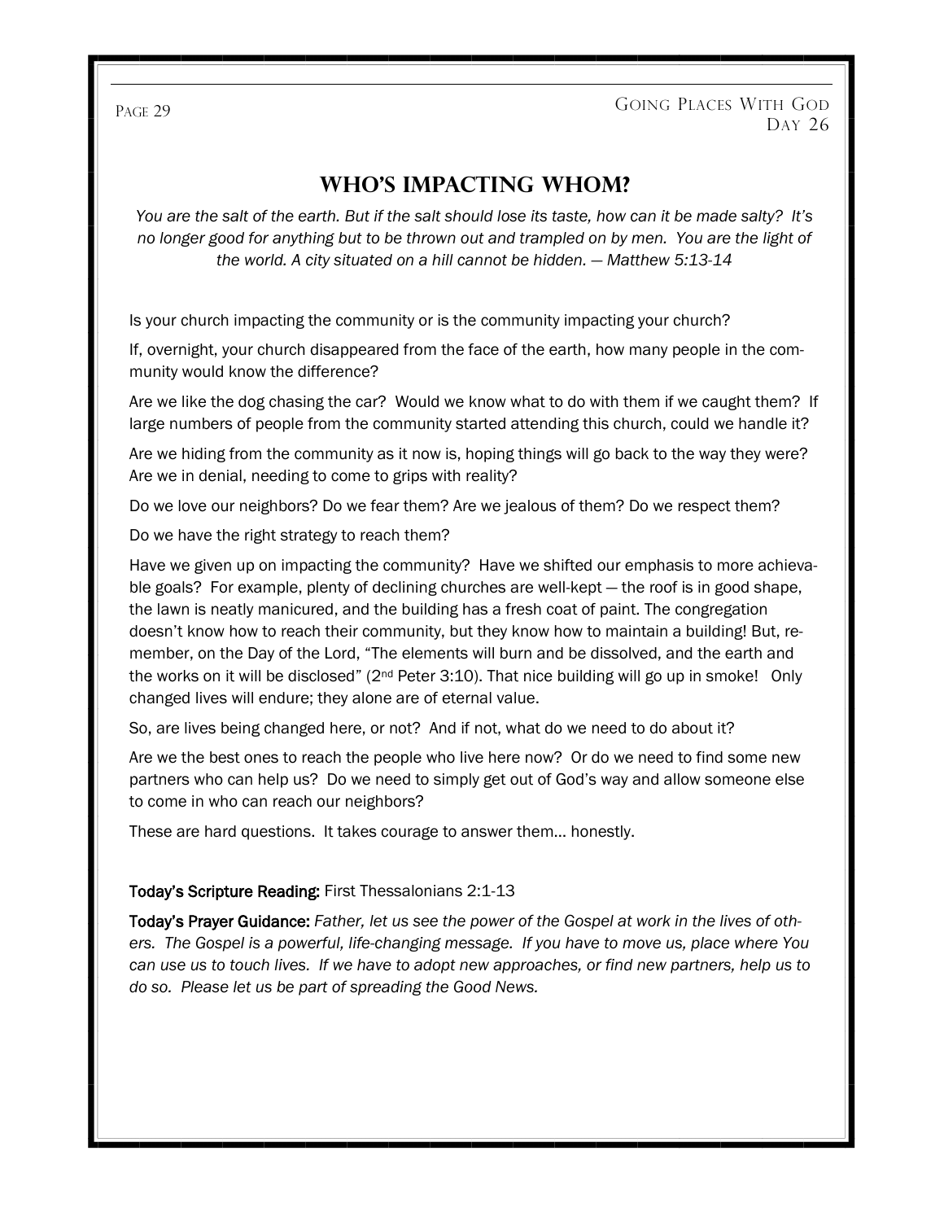# WHO'S IMPACTING WHOM?

*You are the salt of the earth. But if the salt should lose its taste, how can it be made salty? It's no longer good for anything but to be thrown out and trampled on by men. You are the light of the world. A city situated on a hill cannot be hidden. — Matthew 5:13-14*

Is your church impacting the community or is the community impacting your church?

If, overnight, your church disappeared from the face of the earth, how many people in the community would know the difference?

Are we like the dog chasing the car? Would we know what to do with them if we caught them? If large numbers of people from the community started attending this church, could we handle it?

Are we hiding from the community as it now is, hoping things will go back to the way they were? Are we in denial, needing to come to grips with reality?

Do we love our neighbors? Do we fear them? Are we jealous of them? Do we respect them?

Do we have the right strategy to reach them?

Have we given up on impacting the community? Have we shifted our emphasis to more achievable goals? For example, plenty of declining churches are well-kept — the roof is in good shape, the lawn is neatly manicured, and the building has a fresh coat of paint. The congregation doesn't know how to reach their community, but they know how to maintain a building! But, remember, on the Day of the Lord, "The elements will burn and be dissolved, and the earth and the works on it will be disclosed" (2nd Peter 3:10). That nice building will go up in smoke! Only changed lives will endure; they alone are of eternal value.

So, are lives being changed here, or not? And if not, what do we need to do about it?

Are we the best ones to reach the people who live here now? Or do we need to find some new partners who can help us? Do we need to simply get out of God's way and allow someone else to come in who can reach our neighbors?

These are hard questions. It takes courage to answer them… honestly.

**Today's Scripture Reading:** First Thessalonians 2:1-13

**Today's Prayer Guidance:** *Father, let us see the power of the Gospel at work in the lives of others. The Gospel is a powerful, life-changing message. If you have to move us, place where You can use us to touch lives. If we have to adopt new approaches, or find new partners, help us to do so. Please let us be part of spreading the Good News.*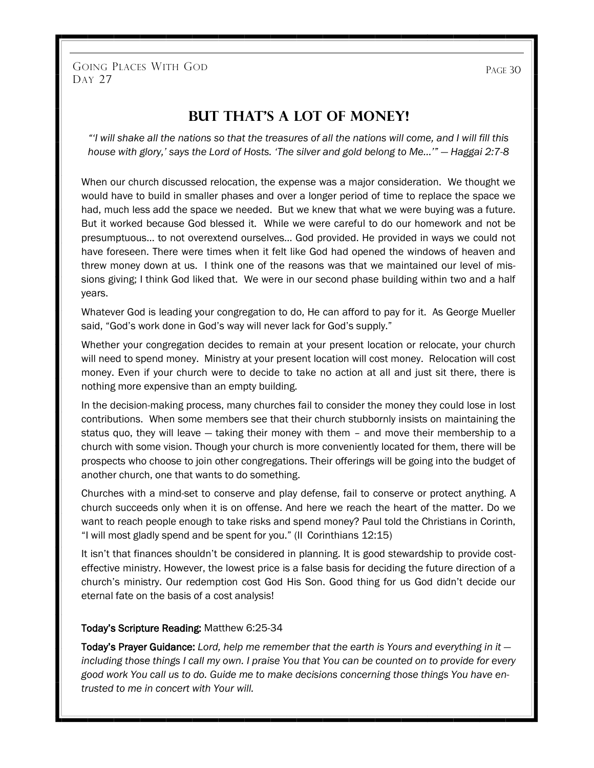# But That's a Lot of Money!

*"'I will shake all the nations so that the treasures of all the nations will come, and I will fill this house with glory,' says the Lord of Hosts. 'The silver and gold belong to Me…'" — Haggai 2:7-8*

When our church discussed relocation, the expense was a major consideration. We thought we would have to build in smaller phases and over a longer period of time to replace the space we had, much less add the space we needed. But we knew that what we were buying was a future. But it worked because God blessed it. While we were careful to do our homework and not be presumptuous… to not overextend ourselves… God provided. He provided in ways we could not have foreseen. There were times when it felt like God had opened the windows of heaven and threw money down at us. I think one of the reasons was that we maintained our level of missions giving; I think God liked that. We were in our second phase building within two and a half years.

Whatever God is leading your congregation to do, He can afford to pay for it. As George Mueller said, "God's work done in God's way will never lack for God's supply."

Whether your congregation decides to remain at your present location or relocate, your church will need to spend money. Ministry at your present location will cost money. Relocation will cost money. Even if your church were to decide to take no action at all and just sit there, there is nothing more expensive than an empty building.

In the decision-making process, many churches fail to consider the money they could lose in lost contributions. When some members see that their church stubbornly insists on maintaining the status quo, they will leave — taking their money with them – and move their membership to a church with some vision. Though your church is more conveniently located for them, there will be prospects who choose to join other congregations. Their offerings will be going into the budget of another church, one that wants to do something.

Churches with a mind-set to conserve and play defense, fail to conserve or protect anything. A church succeeds only when it is on offense. And here we reach the heart of the matter. Do we want to reach people enough to take risks and spend money? Paul told the Christians in Corinth, "I will most gladly spend and be spent for you." (II Corinthians 12:15)

It isn't that finances shouldn't be considered in planning. It is good stewardship to provide cost-effective ministry. However, the lowest price is a false basis for deciding the future direction of a church's ministry. Our redemption cost God His Son. Good thing for us God didn't decide our eternal fate on the basis of a cost analysis!

**Today's Scripture Reading:** Matthew 6:25-34

**Today's Prayer Guidance:** *Lord, help me remember that the earth is Yours and everything in it — including those things I call my own. I praise You that You can be counted on to provide for every good work You call us to do. Guide me to make decisions concerning those things You have entrusted to me in concert with Your will.*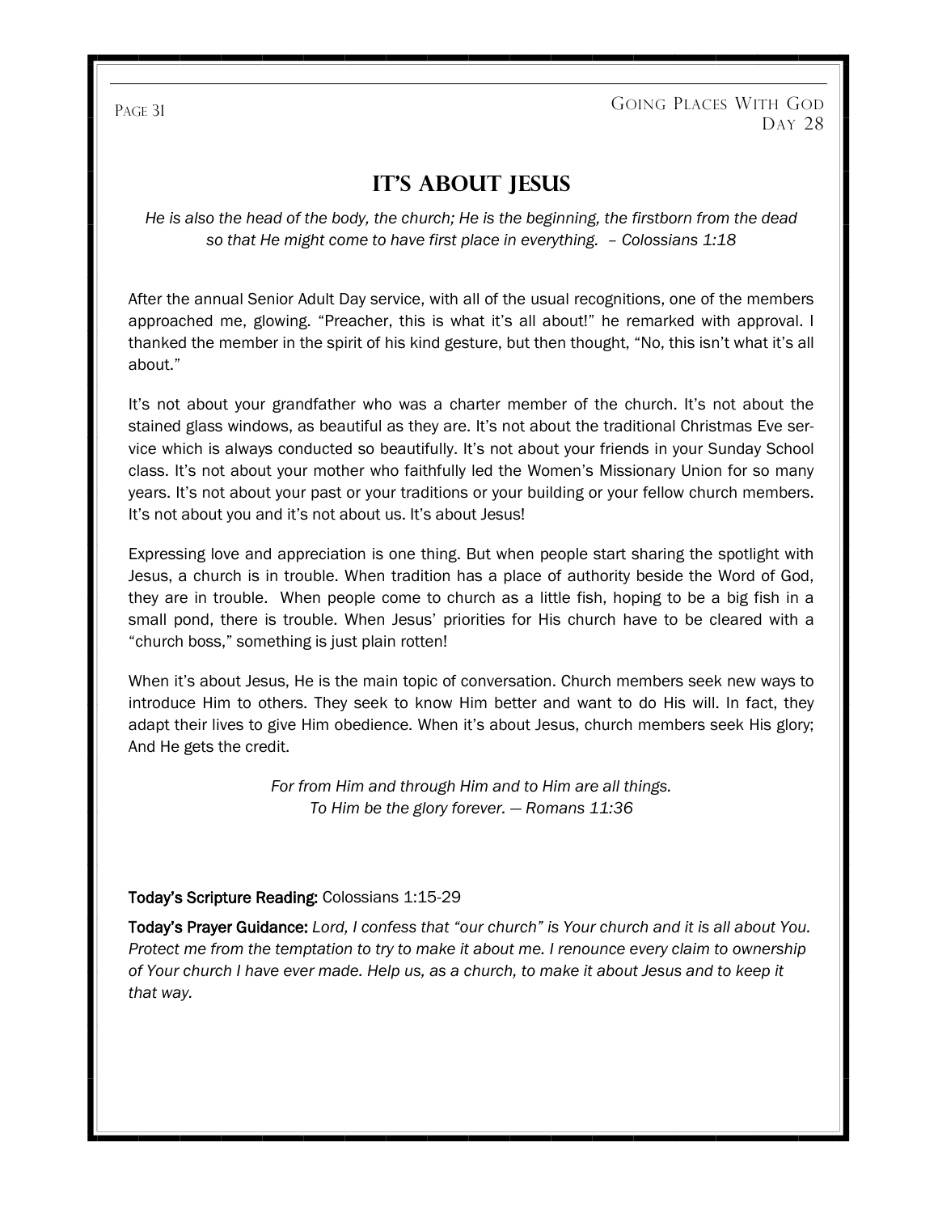# It's About Jesus

*He is also the head of the body, the church; He is the beginning, the firstborn from the dead so that He might come to have first place in everything. – Colossians 1:18*

After the annual Senior Adult Day service, with all of the usual recognitions, one of the members approached me, glowing. "Preacher, this is what it's all about!" he remarked with approval. I thanked the member in the spirit of his kind gesture, but then thought, "No, this isn't what it's all about."

It's not about your grandfather who was a charter member of the church. It's not about the stained glass windows, as beautiful as they are. It's not about the traditional Christmas Eve service which is always conducted so beautifully. It's not about your friends in your Sunday School class. It's not about your mother who faithfully led the Women's Missionary Union for so many years. It's not about your past or your traditions or your building or your fellow church members. It's not about you and it's not about us. It's about Jesus!

Expressing love and appreciation is one thing. But when people start sharing the spotlight with Jesus, a church is in trouble. When tradition has a place of authority beside the Word of God, they are in trouble. When people come to church as a little fish, hoping to be a big fish in a small pond, there is trouble. When Jesus' priorities for His church have to be cleared with a "church boss," something is just plain rotten!

When it's about Jesus, He is the main topic of conversation. Church members seek new ways to introduce Him to others. They seek to know Him better and want to do His will. In fact, they adapt their lives to give Him obedience. When it's about Jesus, church members seek His glory; And He gets the credit.

*For from Him and through Him and to Him are all things.*
*To Him be the glory forever. — Romans 11:36*

**Today's Scripture Reading:** Colossians 1:15-29

**Today's Prayer Guidance:** *Lord, I confess that "our church" is Your church and it is all about You. Protect me from the temptation to try to make it about me. I renounce every claim to ownership of Your church I have ever made. Help us, as a church, to make it about Jesus and to keep it that way.*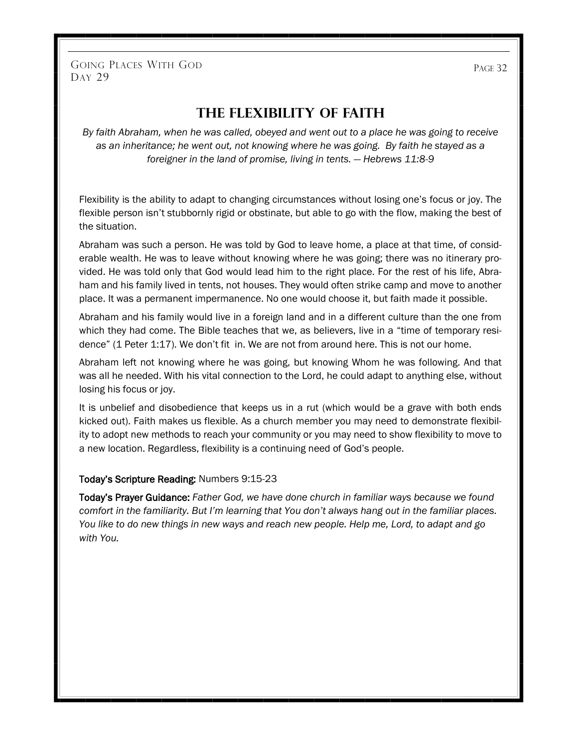# The Flexibility of Faith

*By faith Abraham, when he was called, obeyed and went out to a place he was going to receive as an inheritance; he went out, not knowing where he was going. By faith he stayed as a foreigner in the land of promise, living in tents. — Hebrews 11:8-9*

Flexibility is the ability to adapt to changing circumstances without losing one's focus or joy. The flexible person isn't stubbornly rigid or obstinate, but able to go with the flow, making the best of the situation.

Abraham was such a person. He was told by God to leave home, a place at that time, of considerable wealth. He was to leave without knowing where he was going; there was no itinerary provided. He was told only that God would lead him to the right place. For the rest of his life, Abraham and his family lived in tents, not houses. They would often strike camp and move to another place. It was a permanent impermanence. No one would choose it, but faith made it possible.

Abraham and his family would live in a foreign land and in a different culture than the one from which they had come. The Bible teaches that we, as believers, live in a "time of temporary residence" (1 Peter 1:17). We don't fit in. We are not from around here. This is not our home.

Abraham left not knowing where he was going, but knowing Whom he was following. And that was all he needed. With his vital connection to the Lord, he could adapt to anything else, without losing his focus or joy.

It is unbelief and disobedience that keeps us in a rut (which would be a grave with both ends kicked out). Faith makes us flexible. As a church member you may need to demonstrate flexibility to adopt new methods to reach your community or you may need to show flexibility to move to a new location. Regardless, flexibility is a continuing need of God's people.

**Today's Scripture Reading:** Numbers 9:15-23

**Today's Prayer Guidance:** *Father God, we have done church in familiar ways because we found comfort in the familiarity. But I'm learning that You don't always hang out in the familiar places. You like to do new things in new ways and reach new people. Help me, Lord, to adapt and go with You.*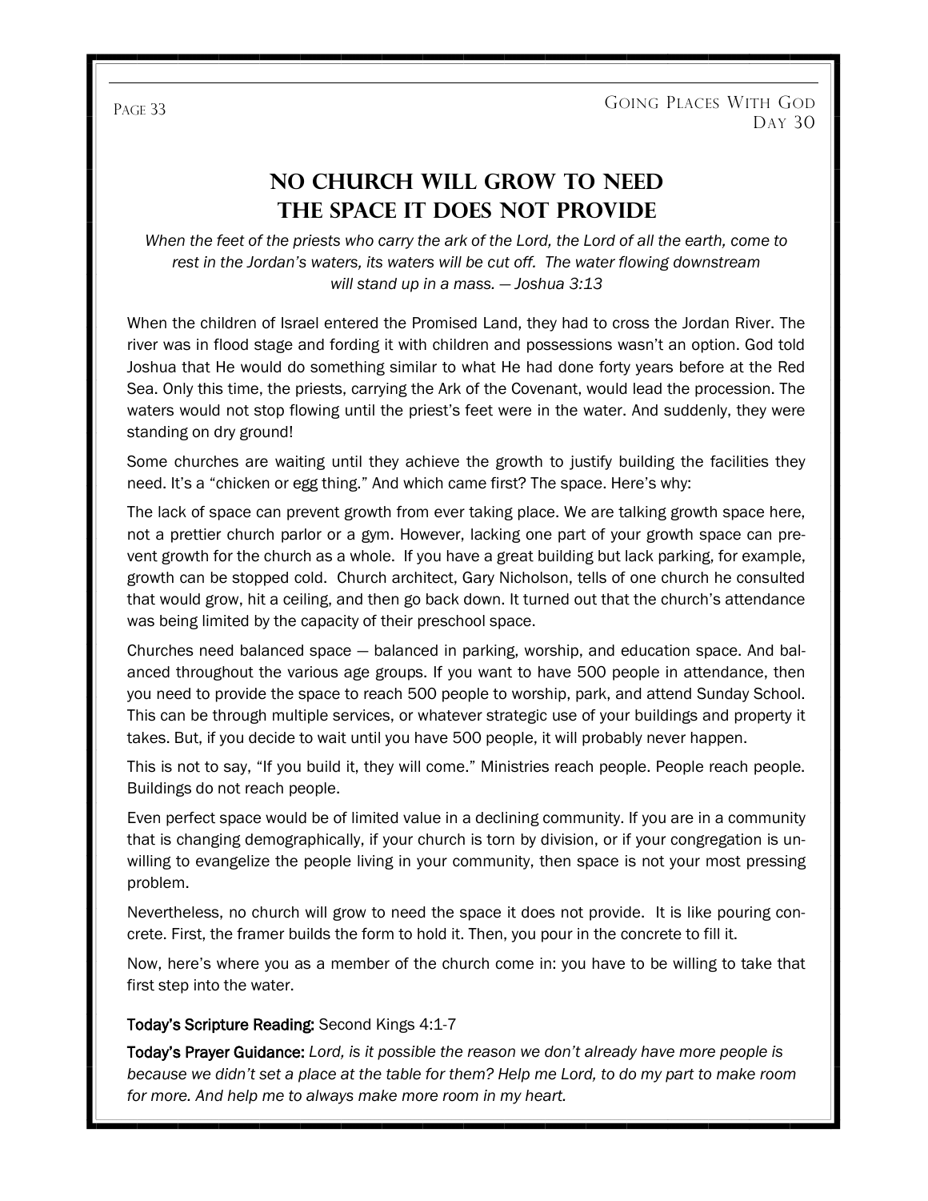# No Church Will Grow to Need the Space It Does Not Provide

*When the feet of the priests who carry the ark of the Lord, the Lord of all the earth, come to rest in the Jordan's waters, its waters will be cut off. The water flowing downstream will stand up in a mass. — Joshua 3:13*

When the children of Israel entered the Promised Land, they had to cross the Jordan River. The river was in flood stage and fording it with children and possessions wasn't an option. God told Joshua that He would do something similar to what He had done forty years before at the Red Sea. Only this time, the priests, carrying the Ark of the Covenant, would lead the procession. The waters would not stop flowing until the priest's feet were in the water. And suddenly, they were standing on dry ground!

Some churches are waiting until they achieve the growth to justify building the facilities they need. It's a "chicken or egg thing." And which came first? The space. Here's why:

The lack of space can prevent growth from ever taking place. We are talking growth space here, not a prettier church parlor or a gym. However, lacking one part of your growth space can prevent growth for the church as a whole. If you have a great building but lack parking, for example, growth can be stopped cold. Church architect, Gary Nicholson, tells of one church he consulted that would grow, hit a ceiling, and then go back down. It turned out that the church's attendance was being limited by the capacity of their preschool space.

Churches need balanced space — balanced in parking, worship, and education space. And balanced throughout the various age groups. If you want to have 500 people in attendance, then you need to provide the space to reach 500 people to worship, park, and attend Sunday School. This can be through multiple services, or whatever strategic use of your buildings and property it takes. But, if you decide to wait until you have 500 people, it will probably never happen.

This is not to say, "If you build it, they will come." Ministries reach people. People reach people. Buildings do not reach people.

Even perfect space would be of limited value in a declining community. If you are in a community that is changing demographically, if your church is torn by division, or if your congregation is unwilling to evangelize the people living in your community, then space is not your most pressing problem.

Nevertheless, no church will grow to need the space it does not provide. It is like pouring concrete. First, the framer builds the form to hold it. Then, you pour in the concrete to fill it.

Now, here's where you as a member of the church come in: you have to be willing to take that first step into the water.

**Today's Scripture Reading:** Second Kings 4:1-7

**Today's Prayer Guidance:** *Lord, is it possible the reason we don't already have more people is because we didn't set a place at the table for them? Help me Lord, to do my part to make room for more. And help me to always make more room in my heart.*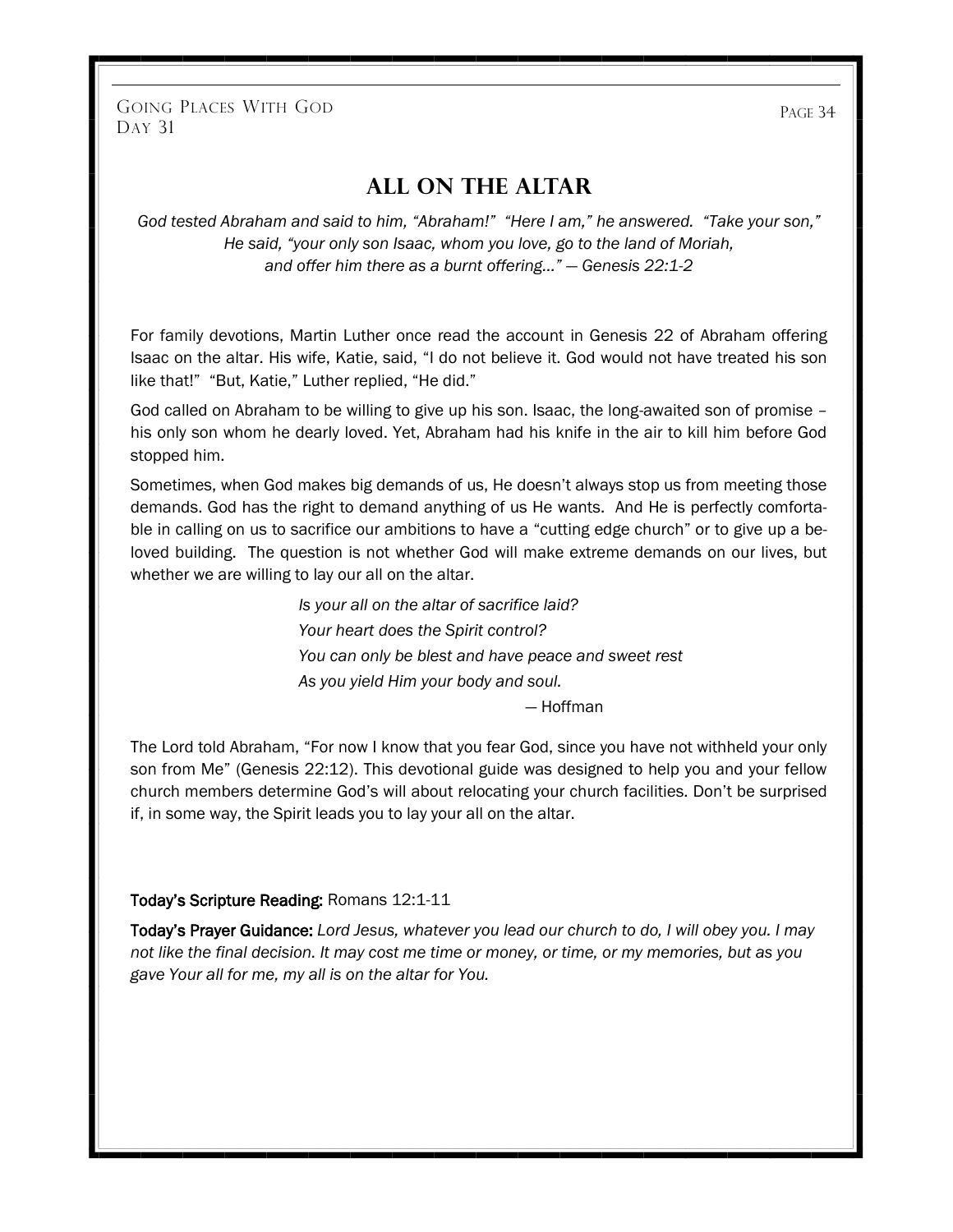# All on the Altar

*God tested Abraham and said to him, "Abraham!" "Here I am," he answered. "Take your son," He said, "your only son Isaac, whom you love, go to the land of Moriah, and offer him there as a burnt offering…" — Genesis 22:1-2*

For family devotions, Martin Luther once read the account in Genesis 22 of Abraham offering Isaac on the altar. His wife, Katie, said, "I do not believe it. God would not have treated his son like that!" "But, Katie," Luther replied, "He did."

God called on Abraham to be willing to give up his son. Isaac, the long-awaited son of promise – his only son whom he dearly loved. Yet, Abraham had his knife in the air to kill him before God stopped him.

Sometimes, when God makes big demands of us, He doesn't always stop us from meeting those demands. God has the right to demand anything of us He wants. And He is perfectly comfortable in calling on us to sacrifice our ambitions to have a "cutting edge church" or to give up a beloved building. The question is not whether God will make extreme demands on our lives, but whether we are willing to lay our all on the altar.

*Is your all on the altar of sacrifice laid?*
*Your heart does the Spirit control?*
*You can only be blest and have peace and sweet rest*
*As you yield Him your body and soul.*

— Hoffman

The Lord told Abraham, "For now I know that you fear God, since you have not withheld your only son from Me" (Genesis 22:12). This devotional guide was designed to help you and your fellow church members determine God's will about relocating your church facilities. Don't be surprised if, in some way, the Spirit leads you to lay your all on the altar.

**Today's Scripture Reading:** Romans 12:1-11

**Today's Prayer Guidance:** *Lord Jesus, whatever you lead our church to do, I will obey you. I may not like the final decision. It may cost me time or money, or time, or my memories, but as you gave Your all for me, my all is on the altar for You.*